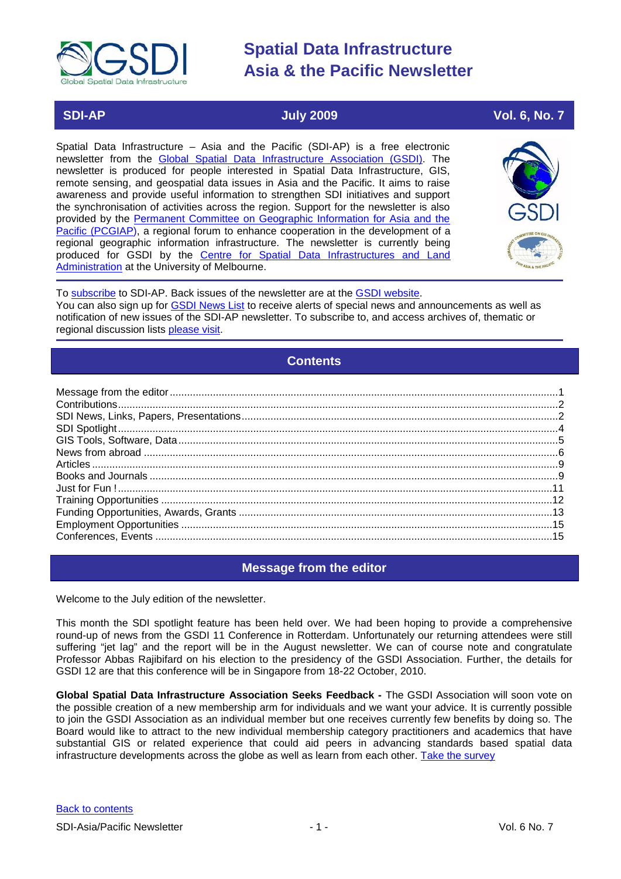# Spatial Data Infrastructure Asia & the Pacific Newsletter

**SDI-AP** | **July 2009** | **Vol. 6, No. 7**

Spatial Data Infrastructure – Asia and the Pacific (SDI-AP) is a free electronic newsletter from the Global Spatial Data Infrastructure Association (GSDI). The newsletter is produced for people interested in Spatial Data Infrastructure, GIS, remote sensing, and geospatial data issues in Asia and the Pacific. It aims to raise awareness and provide useful information to strengthen SDI initiatives and support the synchronisation of activities across the region. Support for the newsletter is also provided by the Permanent Committee on Geographic Information for Asia and the Pacific (PCGIAP), a regional forum to enhance cooperation in the development of a regional geographic information infrastructure. The newsletter is currently being produced for GSDI by the Centre for Spatial Data Infrastructures and Land Administration at the University of Melbourne.

To subscribe to SDI-AP. Back issues of the newsletter are at the GSDI website.
You can also sign up for GSDI News List to receive alerts of special news and announcements as well as notification of new issues of the SDI-AP newsletter. To subscribe to, and access archives of, thematic or regional discussion lists please visit.

## Contents

- Message from the editor ..... 1
- Contributions ..... 2
- SDI News, Links, Papers, Presentations ..... 2
- SDI Spotlight ..... 4
- GIS Tools, Software, Data ..... 5
- News from abroad ..... 6
- Articles ..... 9
- Books and Journals ..... 9
- Just for Fun ! ..... 11
- Training Opportunities ..... 12
- Funding Opportunities, Awards, Grants ..... 13
- Employment Opportunities ..... 15
- Conferences, Events ..... 15

## Message from the editor

Welcome to the July edition of the newsletter.

This month the SDI spotlight feature has been held over. We had been hoping to provide a comprehensive round-up of news from the GSDI 11 Conference in Rotterdam. Unfortunately our returning attendees were still suffering "jet lag" and the report will be in the August newsletter. We can of course note and congratulate Professor Abbas Rajibifard on his election to the presidency of the GSDI Association. Further, the details for GSDI 12 are that this conference will be in Singapore from 18-22 October, 2010.

**Global Spatial Data Infrastructure Association Seeks Feedback -** The GSDI Association will soon vote on the possible creation of a new membership arm for individuals and we want your advice. It is currently possible to join the GSDI Association as an individual member but one receives currently few benefits by doing so. The Board would like to attract to the new individual membership category practitioners and academics that have substantial GIS or related experience that could aid peers in advancing standards based spatial data infrastructure developments across the globe as well as learn from each other. Take the survey

Back to contents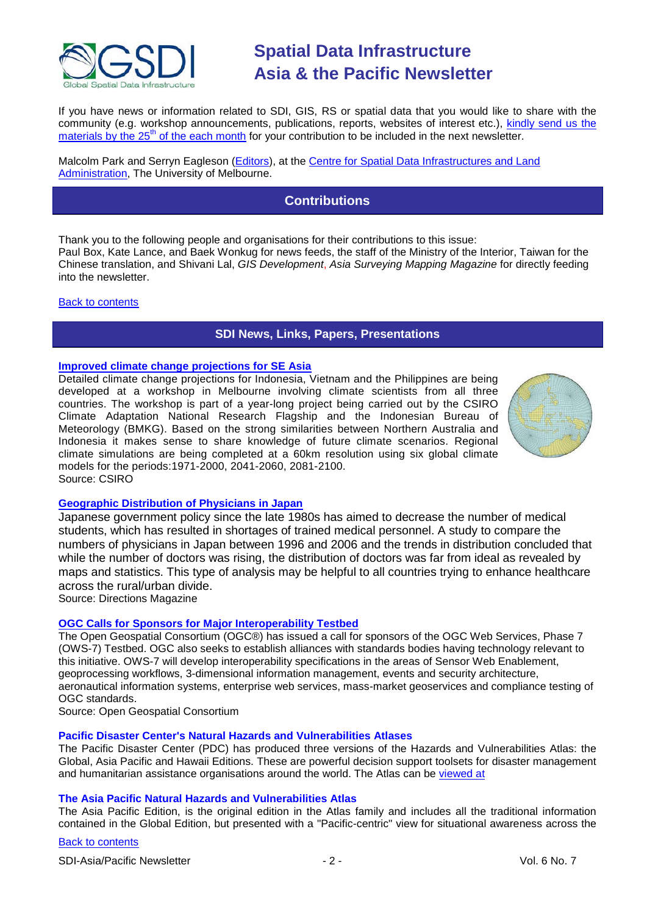# Spatial Data Infrastructure Asia & the Pacific Newsletter

If you have news or information related to SDI, GIS, RS or spatial data that you would like to share with the community (e.g. workshop announcements, publications, reports, websites of interest etc.), kindly send us the materials by the 25th of the each month for your contribution to be included in the next newsletter.

Malcolm Park and Serryn Eagleson (Editors), at the Centre for Spatial Data Infrastructures and Land Administration, The University of Melbourne.

## Contributions

Thank you to the following people and organisations for their contributions to this issue:
Paul Box, Kate Lance, and Baek Wonkug for news feeds, the staff of the Ministry of the Interior, Taiwan for the Chinese translation, and Shivani Lal, *GIS Development*, *Asia Surveying Mapping Magazine* for directly feeding into the newsletter.

Back to contents

## SDI News, Links, Papers, Presentations

### Improved climate change projections for SE Asia

Detailed climate change projections for Indonesia, Vietnam and the Philippines are being developed at a workshop in Melbourne involving climate scientists from all three countries. The workshop is part of a year-long project being carried out by the CSIRO Climate Adaptation National Research Flagship and the Indonesian Bureau of Meteorology (BMKG). Based on the strong similarities between Northern Australia and Indonesia it makes sense to share knowledge of future climate scenarios. Regional climate simulations are being completed at a 60km resolution using six global climate models for the periods:1971-2000, 2041-2060, 2081-2100.
Source: CSIRO

### Geographic Distribution of Physicians in Japan

Japanese government policy since the late 1980s has aimed to decrease the number of medical students, which has resulted in shortages of trained medical personnel. A study to compare the numbers of physicians in Japan between 1996 and 2006 and the trends in distribution concluded that while the number of doctors was rising, the distribution of doctors was far from ideal as revealed by maps and statistics. This type of analysis may be helpful to all countries trying to enhance healthcare across the rural/urban divide.
Source: Directions Magazine

### OGC Calls for Sponsors for Major Interoperability Testbed

The Open Geospatial Consortium (OGC®) has issued a call for sponsors of the OGC Web Services, Phase 7 (OWS-7) Testbed. OGC also seeks to establish alliances with standards bodies having technology relevant to this initiative. OWS-7 will develop interoperability specifications in the areas of Sensor Web Enablement, geoprocessing workflows, 3-dimensional information management, events and security architecture, aeronautical information systems, enterprise web services, mass-market geoservices and compliance testing of OGC standards.
Source: Open Geospatial Consortium

### Pacific Disaster Center's Natural Hazards and Vulnerabilities Atlases

The Pacific Disaster Center (PDC) has produced three versions of the Hazards and Vulnerabilities Atlas: the Global, Asia Pacific and Hawaii Editions. These are powerful decision support toolsets for disaster management and humanitarian assistance organisations around the world. The Atlas can be viewed at

### The Asia Pacific Natural Hazards and Vulnerabilities Atlas

The Asia Pacific Edition, is the original edition in the Atlas family and includes all the traditional information contained in the Global Edition, but presented with a "Pacific-centric" view for situational awareness across the

Back to contents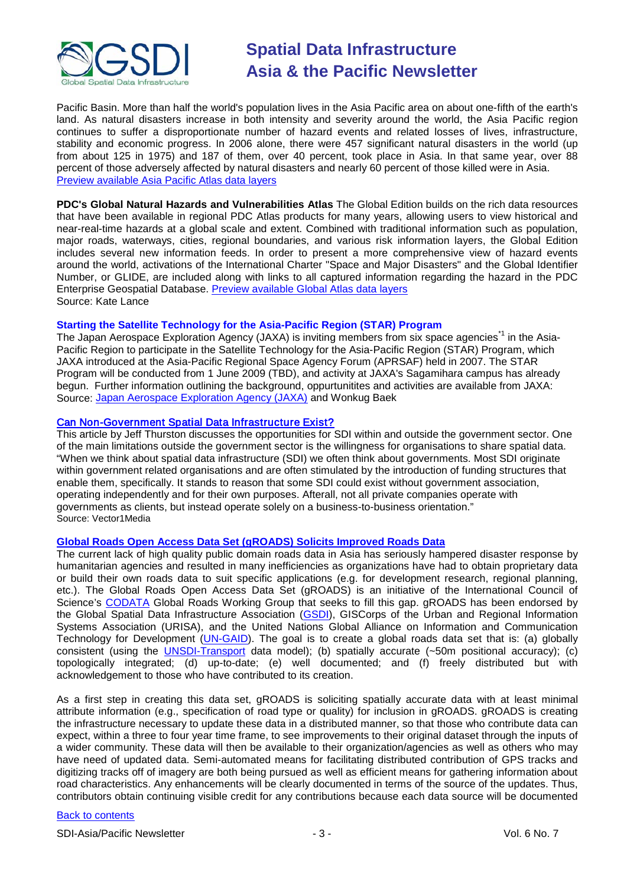Pacific Basin. More than half the world's population lives in the Asia Pacific area on about one-fifth of the earth's land. As natural disasters increase in both intensity and severity around the world, the Asia Pacific region continues to suffer a disproportionate number of hazard events and related losses of lives, infrastructure, stability and economic progress. In 2006 alone, there were 457 significant natural disasters in the world (up from about 125 in 1975) and 187 of them, over 40 percent, took place in Asia. In that same year, over 88 percent of those adversely affected by natural disasters and nearly 60 percent of those killed were in Asia. [Preview available Asia Pacific Atlas data layers]

**PDC's Global Natural Hazards and Vulnerabilities Atlas** The Global Edition builds on the rich data resources that have been available in regional PDC Atlas products for many years, allowing users to view historical and near-real-time hazards at a global scale and extent. Combined with traditional information such as population, major roads, waterways, cities, regional boundaries, and various risk information layers, the Global Edition includes several new information feeds. In order to present a more comprehensive view of hazard events around the world, activations of the International Charter "Space and Major Disasters" and the Global Identifier Number, or GLIDE, are included along with links to all captured information regarding the hazard in the PDC Enterprise Geospatial Database. [Preview available Global Atlas data layers]
Source: Kate Lance

### Starting the Satellite Technology for the Asia-Pacific Region (STAR) Program

The Japan Aerospace Exploration Agency (JAXA) is inviting members from six space agencies[*1] in the Asia-Pacific Region to participate in the Satellite Technology for the Asia-Pacific Region (STAR) Program, which JAXA introduced at the Asia-Pacific Regional Space Agency Forum (APRSAF) held in 2007. The STAR Program will be conducted from 1 June 2009 (TBD), and activity at JAXA's Sagamihara campus has already begun. Further information outlining the background, oppurtunitites and activities are available from JAXA:
Source: [Japan Aerospace Exploration Agency (JAXA)] and Wonkug Baek

### Can Non-Government Spatial Data Infrastructure Exist?

This article by Jeff Thurston discusses the opportunities for SDI within and outside the government sector. One of the main limitations outside the government sector is the willingness for organisations to share spatial data. "When we think about spatial data infrastructure (SDI) we often think about governments. Most SDI originate within government related organisations and are often stimulated by the introduction of funding structures that enable them, specifically. It stands to reason that some SDI could exist without government association, operating independently and for their own purposes. Afterall, not all private companies operate with governments as clients, but instead operate solely on a business-to-business orientation."
Source: Vector1Media

### Global Roads Open Access Data Set (gROADS) Solicits Improved Roads Data

The current lack of high quality public domain roads data in Asia has seriously hampered disaster response by humanitarian agencies and resulted in many inefficiencies as organizations have had to obtain proprietary data or build their own roads data to suit specific applications (e.g. for development research, regional planning, etc.). The Global Roads Open Access Data Set (gROADS) is an initiative of the International Council of Science's CODATA Global Roads Working Group that seeks to fill this gap. gROADS has been endorsed by the Global Spatial Data Infrastructure Association (GSDI), GISCorps of the Urban and Regional Information Systems Association (URISA), and the United Nations Global Alliance on Information and Communication Technology for Development (UN-GAID). The goal is to create a global roads data set that is: (a) globally consistent (using the UNSDI-Transport data model); (b) spatially accurate (~50m positional accuracy); (c) topologically integrated; (d) up-to-date; (e) well documented; and (f) freely distributed but with acknowledgement to those who have contributed to its creation.

As a first step in creating this data set, gROADS is soliciting spatially accurate data with at least minimal attribute information (e.g., specification of road type or quality) for inclusion in gROADS. gROADS is creating the infrastructure necessary to update these data in a distributed manner, so that those who contribute data can expect, within a three to four year time frame, to see improvements to their original dataset through the inputs of a wider community. These data will then be available to their organization/agencies as well as others who may have need of updated data. Semi-automated means for facilitating distributed contribution of GPS tracks and digitizing tracks off of imagery are both being pursued as well as efficient means for gathering information about road characteristics. Any enhancements will be clearly documented in terms of the source of the updates. Thus, contributors obtain continuing visible credit for any contributions because each data source will be documented

Back to contents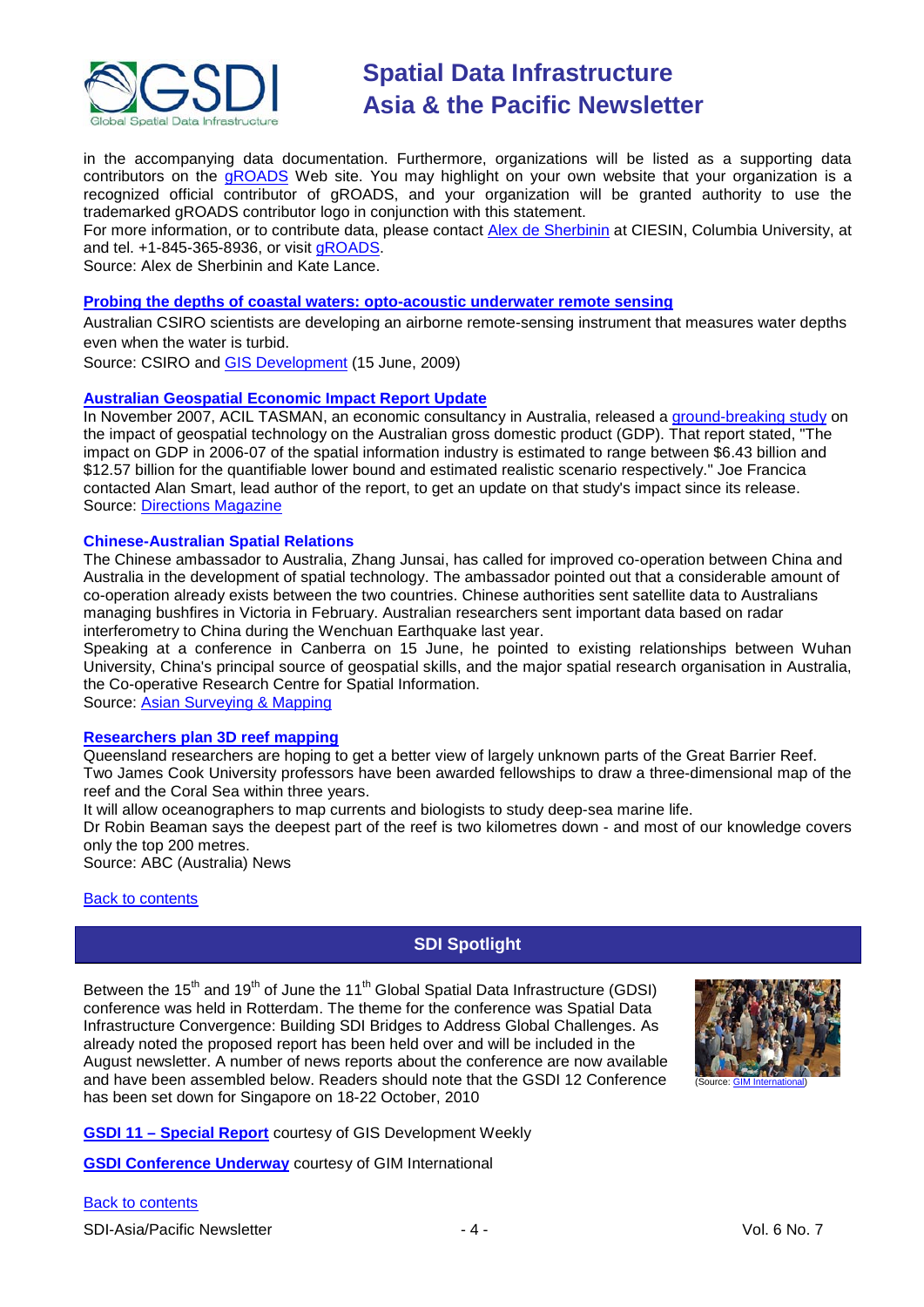in the accompanying data documentation. Furthermore, organizations will be listed as a supporting data contributors on the gROADS Web site. You may highlight on your own website that your organization is a recognized official contributor of gROADS, and your organization will be granted authority to use the trademarked gROADS contributor logo in conjunction with this statement.
For more information, or to contribute data, please contact Alex de Sherbinin at CIESIN, Columbia University, at and tel. +1-845-365-8936, or visit gROADS.
Source: Alex de Sherbinin and Kate Lance.

### Probing the depths of coastal waters: opto-acoustic underwater remote sensing

Australian CSIRO scientists are developing an airborne remote-sensing instrument that measures water depths even when the water is turbid.
Source: CSIRO and GIS Development (15 June, 2009)

### Australian Geospatial Economic Impact Report Update

In November 2007, ACIL TASMAN, an economic consultancy in Australia, released a ground-breaking study on the impact of geospatial technology on the Australian gross domestic product (GDP). That report stated, "The impact on GDP in 2006-07 of the spatial information industry is estimated to range between $6.43 billion and $12.57 billion for the quantifiable lower bound and estimated realistic scenario respectively." Joe Francica contacted Alan Smart, lead author of the report, to get an update on that study's impact since its release.
Source: Directions Magazine

### Chinese-Australian Spatial Relations

The Chinese ambassador to Australia, Zhang Junsai, has called for improved co-operation between China and Australia in the development of spatial technology. The ambassador pointed out that a considerable amount of co-operation already exists between the two countries. Chinese authorities sent satellite data to Australians managing bushfires in Victoria in February. Australian researchers sent important data based on radar interferometry to China during the Wenchuan Earthquake last year.
Speaking at a conference in Canberra on 15 June, he pointed to existing relationships between Wuhan University, China's principal source of geospatial skills, and the major spatial research organisation in Australia, the Co-operative Research Centre for Spatial Information.
Source: Asian Surveying & Mapping

### Researchers plan 3D reef mapping

Queensland researchers are hoping to get a better view of largely unknown parts of the Great Barrier Reef.
Two James Cook University professors have been awarded fellowships to draw a three-dimensional map of the reef and the Coral Sea within three years.
It will allow oceanographers to map currents and biologists to study deep-sea marine life.
Dr Robin Beaman says the deepest part of the reef is two kilometres down - and most of our knowledge covers only the top 200 metres.
Source: ABC (Australia) News

Back to contents

## SDI Spotlight

Between the 15th and 19th of June the 11th Global Spatial Data Infrastructure (GDSI) conference was held in Rotterdam. The theme for the conference was Spatial Data Infrastructure Convergence: Building SDI Bridges to Address Global Challenges. As already noted the proposed report has been held over and will be included in the August newsletter. A number of news reports about the conference are now available and have been assembled below. Readers should note that the GSDI 12 Conference has been set down for Singapore on 18-22 October, 2010

(Source: GIM International)

**GSDI 11 – Special Report** courtesy of GIS Development Weekly

**GSDI Conference Underway** courtesy of GIM International

Back to contents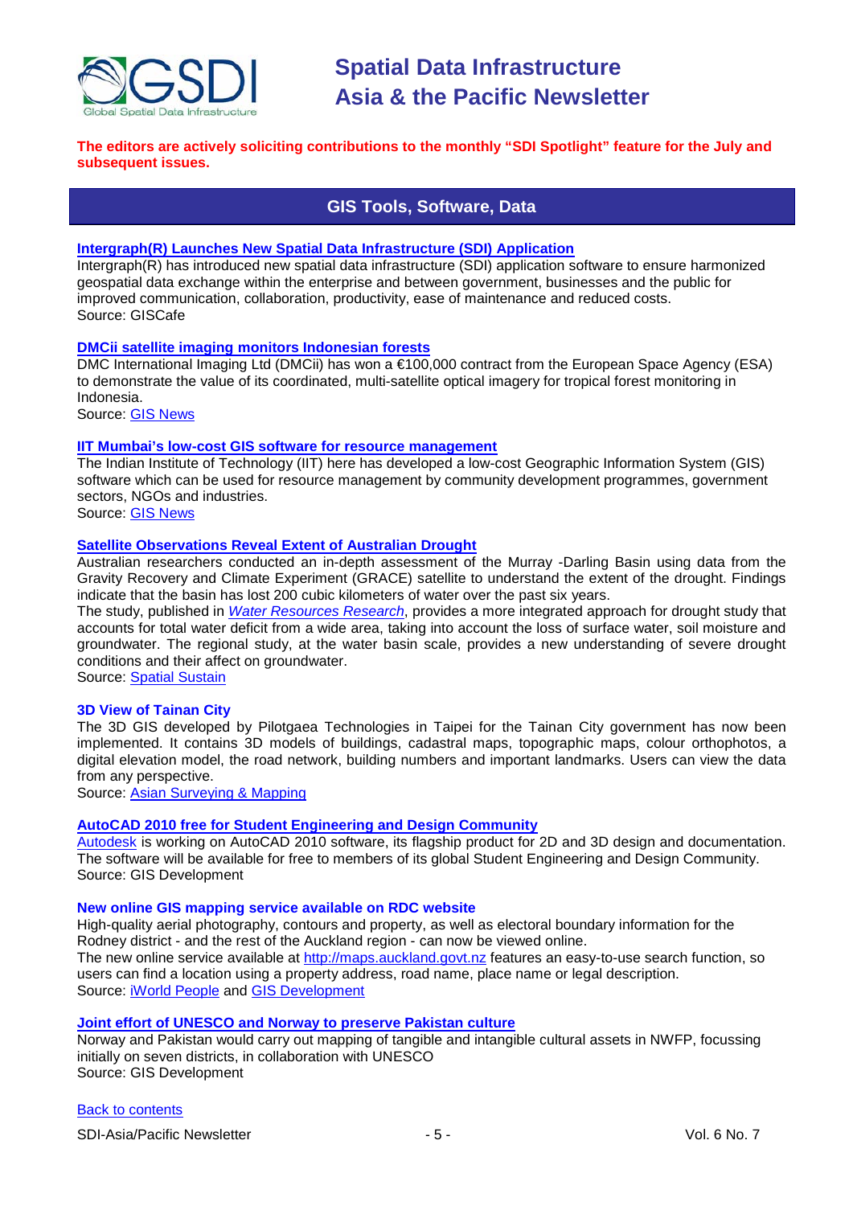**The editors are actively soliciting contributions to the monthly "SDI Spotlight" feature for the July and subsequent issues.**

## GIS Tools, Software, Data

### Intergraph(R) Launches New Spatial Data Infrastructure (SDI) Application

Intergraph(R) has introduced new spatial data infrastructure (SDI) application software to ensure harmonized geospatial data exchange within the enterprise and between government, businesses and the public for improved communication, collaboration, productivity, ease of maintenance and reduced costs.
Source: GISCafe

### DMCii satellite imaging monitors Indonesian forests

DMC International Imaging Ltd (DMCii) has won a €100,000 contract from the European Space Agency (ESA) to demonstrate the value of its coordinated, multi-satellite optical imagery for tropical forest monitoring in Indonesia.
Source: GIS News

### IIT Mumbai's low-cost GIS software for resource management

The Indian Institute of Technology (IIT) here has developed a low-cost Geographic Information System (GIS) software which can be used for resource management by community development programmes, government sectors, NGOs and industries.
Source: GIS News

### Satellite Observations Reveal Extent of Australian Drought

Australian researchers conducted an in-depth assessment of the Murray -Darling Basin using data from the Gravity Recovery and Climate Experiment (GRACE) satellite to understand the extent of the drought. Findings indicate that the basin has lost 200 cubic kilometers of water over the past six years.
The study, published in *Water Resources Research*, provides a more integrated approach for drought study that accounts for total water deficit from a wide area, taking into account the loss of surface water, soil moisture and groundwater. The regional study, at the water basin scale, provides a new understanding of severe drought conditions and their affect on groundwater.
Source: Spatial Sustain

### 3D View of Tainan City

The 3D GIS developed by Pilotgaea Technologies in Taipei for the Tainan City government has now been implemented. It contains 3D models of buildings, cadastral maps, topographic maps, colour orthophotos, a digital elevation model, the road network, building numbers and important landmarks. Users can view the data from any perspective.
Source: Asian Surveying & Mapping

### AutoCAD 2010 free for Student Engineering and Design Community

Autodesk is working on AutoCAD 2010 software, its flagship product for 2D and 3D design and documentation. The software will be available for free to members of its global Student Engineering and Design Community.
Source: GIS Development

### New online GIS mapping service available on RDC website

High-quality aerial photography, contours and property, as well as electoral boundary information for the Rodney district - and the rest of the Auckland region - can now be viewed online.
The new online service available at http://maps.auckland.govt.nz features an easy-to-use search function, so users can find a location using a property address, road name, place name or legal description.
Source: iWorld People and GIS Development

### Joint effort of UNESCO and Norway to preserve Pakistan culture

Norway and Pakistan would carry out mapping of tangible and intangible cultural assets in NWFP, focussing initially on seven districts, in collaboration with UNESCO
Source: GIS Development

Back to contents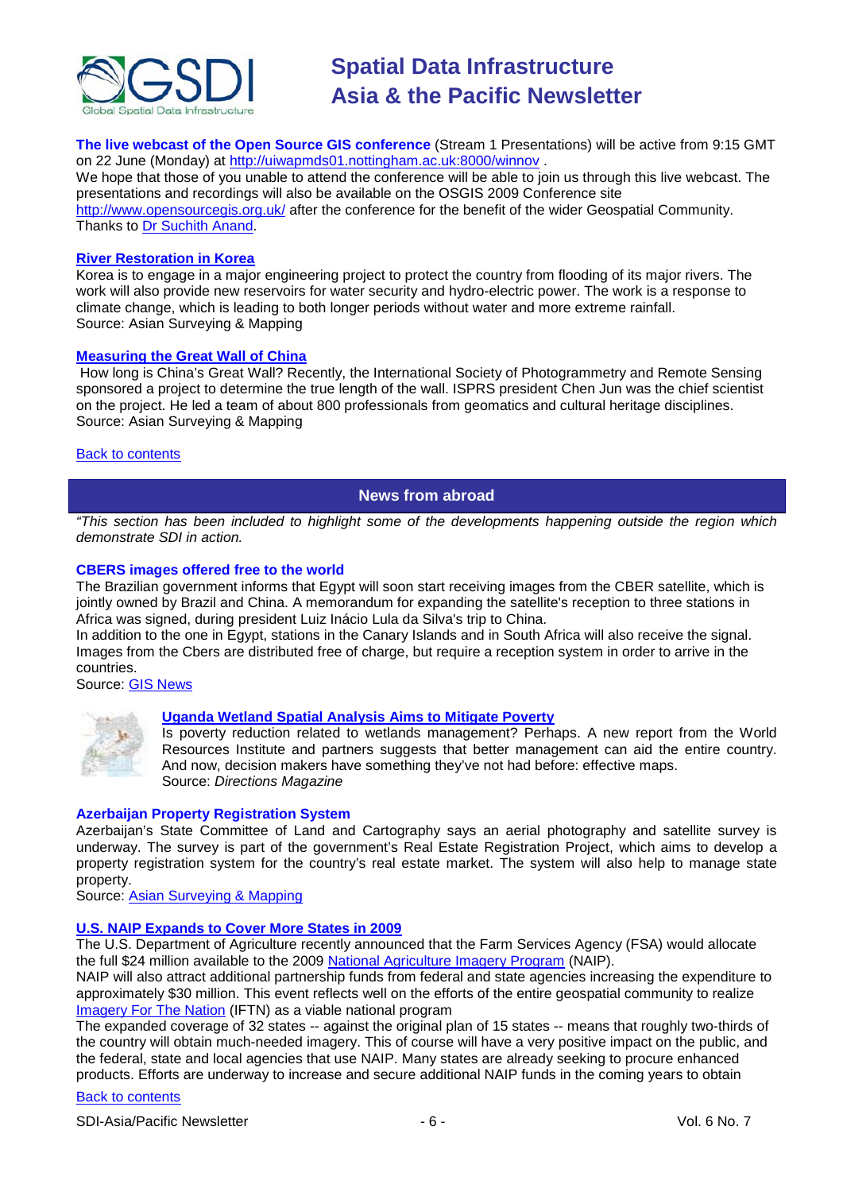**The live webcast of the Open Source GIS conference** (Stream 1 Presentations) will be active from 9:15 GMT on 22 June (Monday) at http://uiwapmds01.nottingham.ac.uk:8000/winnov .
We hope that those of you unable to attend the conference will be able to join us through this live webcast. The presentations and recordings will also be available on the OSGIS 2009 Conference site http://www.opensourcegis.org.uk/ after the conference for the benefit of the wider Geospatial Community.
Thanks to Dr Suchith Anand.

**River Restoration in Korea**
Korea is to engage in a major engineering project to protect the country from flooding of its major rivers. The work will also provide new reservoirs for water security and hydro-electric power. The work is a response to climate change, which is leading to both longer periods without water and more extreme rainfall.
Source: Asian Surveying & Mapping

**Measuring the Great Wall of China**
How long is China's Great Wall? Recently, the International Society of Photogrammetry and Remote Sensing sponsored a project to determine the true length of the wall. ISPRS president Chen Jun was the chief scientist on the project. He led a team of about 800 professionals from geomatics and cultural heritage disciplines.
Source: Asian Surveying & Mapping

Back to contents

## News from abroad

*"This section has been included to highlight some of the developments happening outside the region which demonstrate SDI in action.*

**CBERS images offered free to the world**
The Brazilian government informs that Egypt will soon start receiving images from the CBER satellite, which is jointly owned by Brazil and China. A memorandum for expanding the satellite's reception to three stations in Africa was signed, during president Luiz Inácio Lula da Silva's trip to China.
In addition to the one in Egypt, stations in the Canary Islands and in South Africa will also receive the signal. Images from the Cbers are distributed free of charge, but require a reception system in order to arrive in the countries.
Source: GIS News

**Uganda Wetland Spatial Analysis Aims to Mitigate Poverty**
Is poverty reduction related to wetlands management? Perhaps. A new report from the World Resources Institute and partners suggests that better management can aid the entire country. And now, decision makers have something they've not had before: effective maps.
Source: *Directions Magazine*

**Azerbaijan Property Registration System**
Azerbaijan's State Committee of Land and Cartography says an aerial photography and satellite survey is underway. The survey is part of the government's Real Estate Registration Project, which aims to develop a property registration system for the country's real estate market. The system will also help to manage state property.
Source: Asian Surveying & Mapping

**U.S. NAIP Expands to Cover More States in 2009**
The U.S. Department of Agriculture recently announced that the Farm Services Agency (FSA) would allocate the full $24 million available to the 2009 National Agriculture Imagery Program (NAIP).
NAIP will also attract additional partnership funds from federal and state agencies increasing the expenditure to approximately $30 million. This event reflects well on the efforts of the entire geospatial community to realize Imagery For The Nation (IFTN) as a viable national program
The expanded coverage of 32 states -- against the original plan of 15 states -- means that roughly two-thirds of the country will obtain much-needed imagery. This of course will have a very positive impact on the public, and the federal, state and local agencies that use NAIP. Many states are already seeking to procure enhanced products. Efforts are underway to increase and secure additional NAIP funds in the coming years to obtain

Back to contents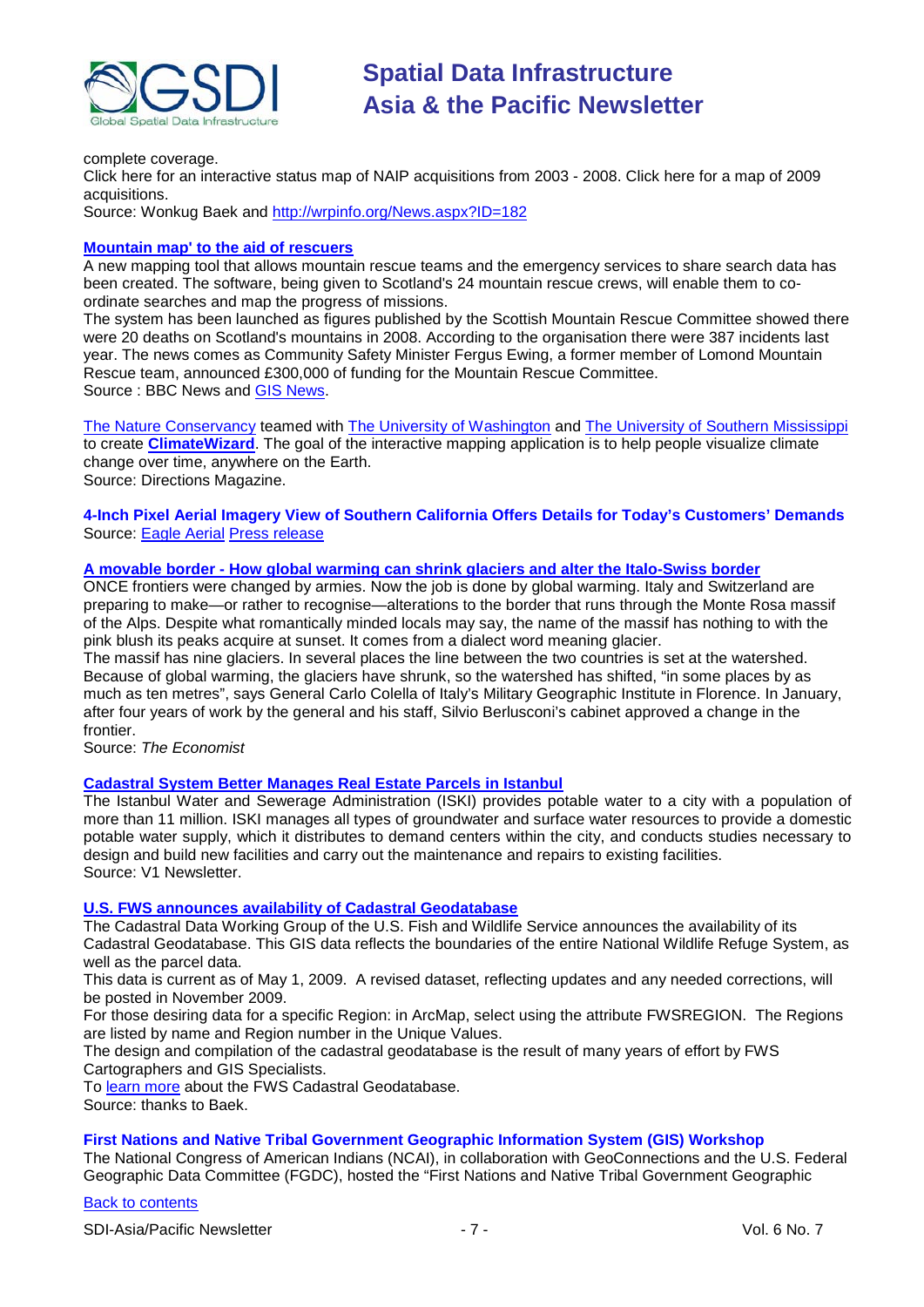complete coverage.

Click here for an interactive status map of NAIP acquisitions from 2003 - 2008. Click here for a map of 2009 acquisitions.

Source: Wonkug Baek and http://wrpinfo.org/News.aspx?ID=182

### Mountain map' to the aid of rescuers

A new mapping tool that allows mountain rescue teams and the emergency services to share search data has been created. The software, being given to Scotland's 24 mountain rescue crews, will enable them to co-ordinate searches and map the progress of missions.

The system has been launched as figures published by the Scottish Mountain Rescue Committee showed there were 20 deaths on Scotland's mountains in 2008. According to the organisation there were 387 incidents last year. The news comes as Community Safety Minister Fergus Ewing, a former member of Lomond Mountain Rescue team, announced £300,000 of funding for the Mountain Rescue Committee.

Source : BBC News and GIS News.

The Nature Conservancy teamed with The University of Washington and The University of Southern Mississippi to create **ClimateWizard**. The goal of the interactive mapping application is to help people visualize climate change over time, anywhere on the Earth.

Source: Directions Magazine.

### 4-Inch Pixel Aerial Imagery View of Southern California Offers Details for Today's Customers' Demands

Source: Eagle Aerial Press release

### A movable border - How global warming can shrink glaciers and alter the Italo-Swiss border

ONCE frontiers were changed by armies. Now the job is done by global warming. Italy and Switzerland are preparing to make—or rather to recognise—alterations to the border that runs through the Monte Rosa massif of the Alps. Despite what romantically minded locals may say, the name of the massif has nothing to with the pink blush its peaks acquire at sunset. It comes from a dialect word meaning glacier.

The massif has nine glaciers. In several places the line between the two countries is set at the watershed. Because of global warming, the glaciers have shrunk, so the watershed has shifted, "in some places by as much as ten metres", says General Carlo Colella of Italy's Military Geographic Institute in Florence. In January, after four years of work by the general and his staff, Silvio Berlusconi's cabinet approved a change in the frontier.

Source: *The Economist*

### Cadastral System Better Manages Real Estate Parcels in Istanbul

The Istanbul Water and Sewerage Administration (ISKI) provides potable water to a city with a population of more than 11 million. ISKI manages all types of groundwater and surface water resources to provide a domestic potable water supply, which it distributes to demand centers within the city, and conducts studies necessary to design and build new facilities and carry out the maintenance and repairs to existing facilities.

Source: V1 Newsletter.

### U.S. FWS announces availability of Cadastral Geodatabase

The Cadastral Data Working Group of the U.S. Fish and Wildlife Service announces the availability of its Cadastral Geodatabase. This GIS data reflects the boundaries of the entire National Wildlife Refuge System, as well as the parcel data.

This data is current as of May 1, 2009. A revised dataset, reflecting updates and any needed corrections, will be posted in November 2009.

For those desiring data for a specific Region: in ArcMap, select using the attribute FWSREGION. The Regions are listed by name and Region number in the Unique Values.

The design and compilation of the cadastral geodatabase is the result of many years of effort by FWS Cartographers and GIS Specialists.

To learn more about the FWS Cadastral Geodatabase.

Source: thanks to Baek.

### First Nations and Native Tribal Government Geographic Information System (GIS) Workshop

The National Congress of American Indians (NCAI), in collaboration with GeoConnections and the U.S. Federal Geographic Data Committee (FGDC), hosted the "First Nations and Native Tribal Government Geographic

Back to contents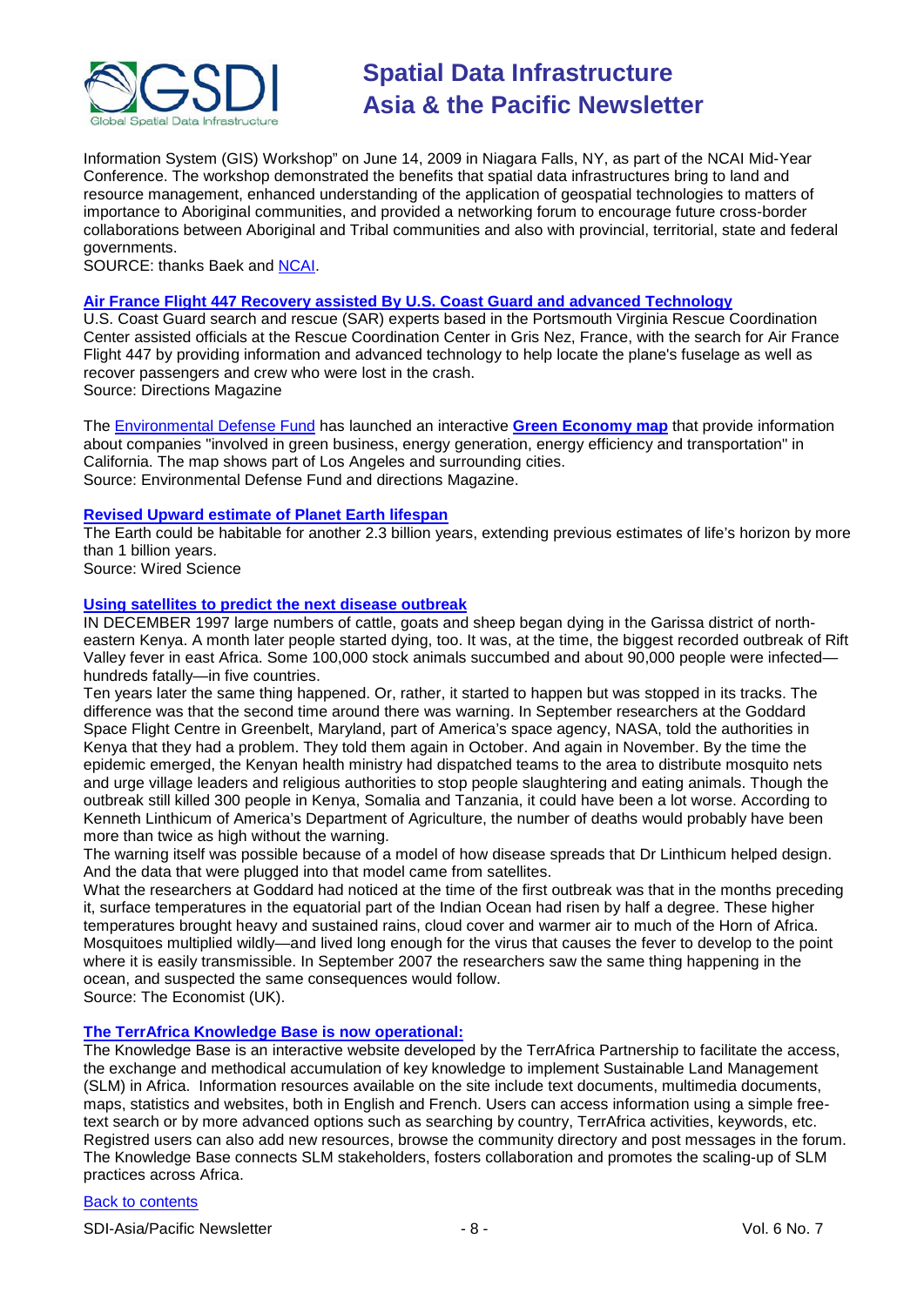Information System (GIS) Workshop" on June 14, 2009 in Niagara Falls, NY, as part of the NCAI Mid-Year Conference. The workshop demonstrated the benefits that spatial data infrastructures bring to land and resource management, enhanced understanding of the application of geospatial technologies to matters of importance to Aboriginal communities, and provided a networking forum to encourage future cross-border collaborations between Aboriginal and Tribal communities and also with provincial, territorial, state and federal governments.
SOURCE: thanks Baek and NCAI.

**Air France Flight 447 Recovery assisted By U.S. Coast Guard and advanced Technology**

U.S. Coast Guard search and rescue (SAR) experts based in the Portsmouth Virginia Rescue Coordination Center assisted officials at the Rescue Coordination Center in Gris Nez, France, with the search for Air France Flight 447 by providing information and advanced technology to help locate the plane's fuselage as well as recover passengers and crew who were lost in the crash.
Source: Directions Magazine

The Environmental Defense Fund has launched an interactive **Green Economy map** that provide information about companies "involved in green business, energy generation, energy efficiency and transportation" in California. The map shows part of Los Angeles and surrounding cities.
Source: Environmental Defense Fund and directions Magazine.

**Revised Upward estimate of Planet Earth lifespan**

The Earth could be habitable for another 2.3 billion years, extending previous estimates of life's horizon by more than 1 billion years.
Source: Wired Science

**Using satellites to predict the next disease outbreak**

IN DECEMBER 1997 large numbers of cattle, goats and sheep began dying in the Garissa district of north-eastern Kenya. A month later people started dying, too. It was, at the time, the biggest recorded outbreak of Rift Valley fever in east Africa. Some 100,000 stock animals succumbed and about 90,000 people were infected—hundreds fatally—in five countries.
Ten years later the same thing happened. Or, rather, it started to happen but was stopped in its tracks. The difference was that the second time around there was warning. In September researchers at the Goddard Space Flight Centre in Greenbelt, Maryland, part of America's space agency, NASA, told the authorities in Kenya that they had a problem. They told them again in October. And again in November. By the time the epidemic emerged, the Kenyan health ministry had dispatched teams to the area to distribute mosquito nets and urge village leaders and religious authorities to stop people slaughtering and eating animals. Though the outbreak still killed 300 people in Kenya, Somalia and Tanzania, it could have been a lot worse. According to Kenneth Linthicum of America's Department of Agriculture, the number of deaths would probably have been more than twice as high without the warning.
The warning itself was possible because of a model of how disease spreads that Dr Linthicum helped design. And the data that were plugged into that model came from satellites.
What the researchers at Goddard had noticed at the time of the first outbreak was that in the months preceding it, surface temperatures in the equatorial part of the Indian Ocean had risen by half a degree. These higher temperatures brought heavy and sustained rains, cloud cover and warmer air to much of the Horn of Africa. Mosquitoes multiplied wildly—and lived long enough for the virus that causes the fever to develop to the point where it is easily transmissible. In September 2007 the researchers saw the same thing happening in the ocean, and suspected the same consequences would follow.
Source: The Economist (UK).

**The TerrAfrica Knowledge Base is now operational:**

The Knowledge Base is an interactive website developed by the TerrAfrica Partnership to facilitate the access, the exchange and methodical accumulation of key knowledge to implement Sustainable Land Management (SLM) in Africa. Information resources available on the site include text documents, multimedia documents, maps, statistics and websites, both in English and French. Users can access information using a simple free-text search or by more advanced options such as searching by country, TerrAfrica activities, keywords, etc. Registred users can also add new resources, browse the community directory and post messages in the forum. The Knowledge Base connects SLM stakeholders, fosters collaboration and promotes the scaling-up of SLM practices across Africa.

Back to contents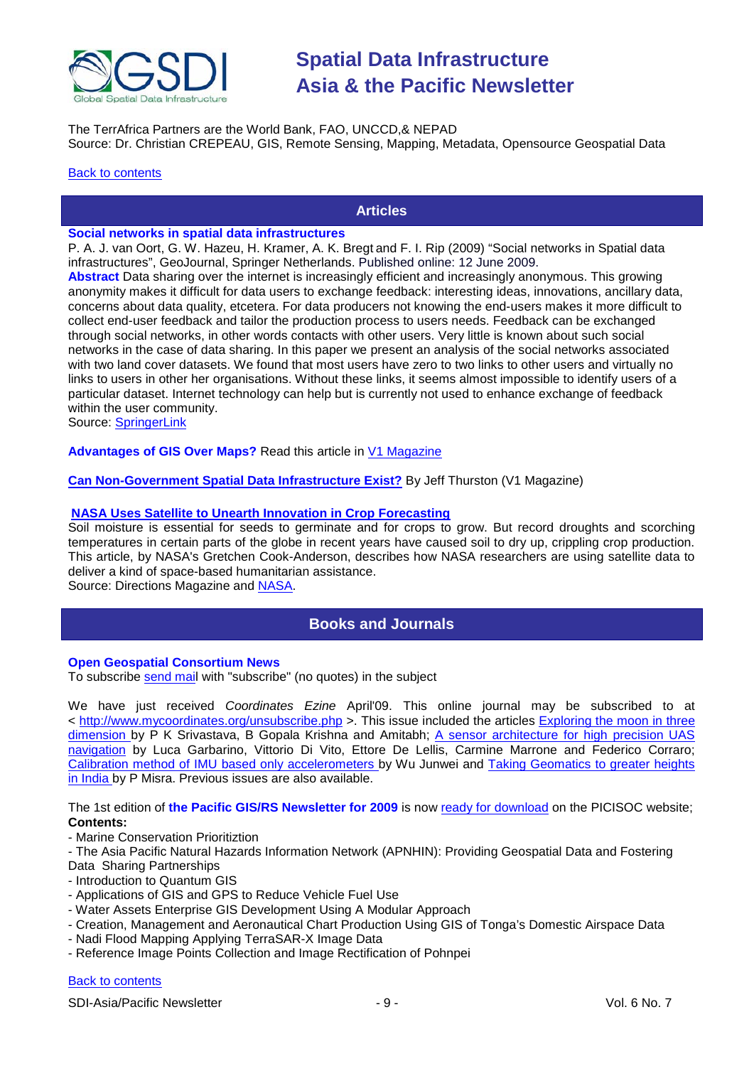The TerrAfrica Partners are the World Bank, FAO, UNCCD,& NEPAD
Source: Dr. Christian CREPEAU, GIS, Remote Sensing, Mapping, Metadata, Opensource Geospatial Data

Back to contents

## Articles

**Social networks in spatial data infrastructures**
P. A. J. van Oort, G. W. Hazeu, H. Kramer, A. K. Bregt and F. I. Rip (2009) "Social networks in Spatial data infrastructures", GeoJournal, Springer Netherlands. Published online: 12 June 2009.
**Abstract** Data sharing over the internet is increasingly efficient and increasingly anonymous. This growing anonymity makes it difficult for data users to exchange feedback: interesting ideas, innovations, ancillary data, concerns about data quality, etcetera. For data producers not knowing the end-users makes it more difficult to collect end-user feedback and tailor the production process to users needs. Feedback can be exchanged through social networks, in other words contacts with other users. Very little is known about such social networks in the case of data sharing. In this paper we present an analysis of the social networks associated with two land cover datasets. We found that most users have zero to two links to other users and virtually no links to users in other her organisations. Without these links, it seems almost impossible to identify users of a particular dataset. Internet technology can help but is currently not used to enhance exchange of feedback within the user community.
Source: SpringerLink

**Advantages of GIS Over Maps?** Read this article in V1 Magazine

**Can Non-Government Spatial Data Infrastructure Exist?** By Jeff Thurston (V1 Magazine)

**NASA Uses Satellite to Unearth Innovation in Crop Forecasting**
Soil moisture is essential for seeds to germinate and for crops to grow. But record droughts and scorching temperatures in certain parts of the globe in recent years have caused soil to dry up, crippling crop production. This article, by NASA's Gretchen Cook-Anderson, describes how NASA researchers are using satellite data to deliver a kind of space-based humanitarian assistance.
Source: Directions Magazine and NASA.

## Books and Journals

**Open Geospatial Consortium News**
To subscribe send mail with "subscribe" (no quotes) in the subject

We have just received *Coordinates Ezine* April'09. This online journal may be subscribed to at < http://www.mycoordinates.org/unsubscribe.php >. This issue included the articles Exploring the moon in three dimension by P K Srivastava, B Gopala Krishna and Amitabh; A sensor architecture for high precision UAS navigation by Luca Garbarino, Vittorio Di Vito, Ettore De Lellis, Carmine Marrone and Federico Corraro; Calibration method of IMU based only accelerometers by Wu Junwei and Taking Geomatics to greater heights in India by P Misra. Previous issues are also available.

The 1st edition of **the Pacific GIS/RS Newsletter for 2009** is now ready for download on the PICISOC website;
**Contents:**
- Marine Conservation Prioritiztion
- The Asia Pacific Natural Hazards Information Network (APNHIN): Providing Geospatial Data and Fostering Data Sharing Partnerships
- Introduction to Quantum GIS
- Applications of GIS and GPS to Reduce Vehicle Fuel Use
- Water Assets Enterprise GIS Development Using A Modular Approach
- Creation, Management and Aeronautical Chart Production Using GIS of Tonga's Domestic Airspace Data
- Nadi Flood Mapping Applying TerraSAR-X Image Data
- Reference Image Points Collection and Image Rectification of Pohnpei

Back to contents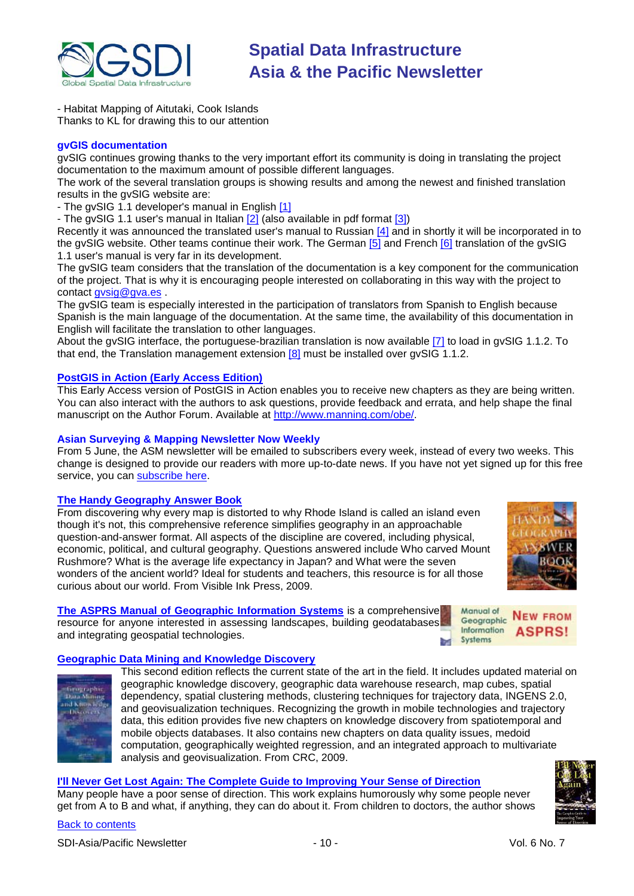- Habitat Mapping of Aitutaki, Cook Islands
Thanks to KL for drawing this to our attention

### gvGIS documentation

gvSIG continues growing thanks to the very important effort its community is doing in translating the project documentation to the maximum amount of possible different languages.
The work of the several translation groups is showing results and among the newest and finished translation results in the gvSIG website are:
- The gvSIG 1.1 developer's manual in English [1]
- The gvSIG 1.1 user's manual in Italian [2] (also available in pdf format [3])
Recently it was announced the translated user's manual to Russian [4] and in shortly it will be incorporated in to the gvSIG website. Other teams continue their work. The German [5] and French [6] translation of the gvSIG 1.1 user's manual is very far in its development.
The gvSIG team considers that the translation of the documentation is a key component for the communication of the project. That is why it is encouraging people interested on collaborating in this way with the project to contact gvsig@gva.es .
The gvSIG team is especially interested in the participation of translators from Spanish to English because Spanish is the main language of the documentation. At the same time, the availability of this documentation in English will facilitate the translation to other languages.
About the gvSIG interface, the portuguese-brazilian translation is now available [7] to load in gvSIG 1.1.2. To that end, the Translation management extension [8] must be installed over gvSIG 1.1.2.

### PostGIS in Action (Early Access Edition)

This Early Access version of PostGIS in Action enables you to receive new chapters as they are being written. You can also interact with the authors to ask questions, provide feedback and errata, and help shape the final manuscript on the Author Forum. Available at http://www.manning.com/obe/.

### Asian Surveying & Mapping Newsletter Now Weekly

From 5 June, the ASM newsletter will be emailed to subscribers every week, instead of every two weeks. This change is designed to provide our readers with more up-to-date news. If you have not yet signed up for this free service, you can subscribe here.

### The Handy Geography Answer Book

From discovering why every map is distorted to why Rhode Island is called an island even though it's not, this comprehensive reference simplifies geography in an approachable question-and-answer format. All aspects of the discipline are covered, including physical, economic, political, and cultural geography. Questions answered include Who carved Mount Rushmore? What is the average life expectancy in Japan? and What were the seven wonders of the ancient world? Ideal for students and teachers, this resource is for all those curious about our world. From Visible Ink Press, 2009.

**The ASPRS Manual of Geographic Information Systems** is a comprehensive resource for anyone interested in assessing landscapes, building geodatabases and integrating geospatial technologies.

### Geographic Data Mining and Knowledge Discovery

This second edition reflects the current state of the art in the field. It includes updated material on geographic knowledge discovery, geographic data warehouse research, map cubes, spatial dependency, spatial clustering methods, clustering techniques for trajectory data, INGENS 2.0, and geovisualization techniques. Recognizing the growth in mobile technologies and trajectory data, this edition provides five new chapters on knowledge discovery from spatiotemporal and mobile objects databases. It also contains new chapters on data quality issues, medoid computation, geographically weighted regression, and an integrated approach to multivariate analysis and geovisualization. From CRC, 2009.

### I'll Never Get Lost Again: The Complete Guide to Improving Your Sense of Direction

Many people have a poor sense of direction. This work explains humorously why some people never get from A to B and what, if anything, they can do about it. From children to doctors, the author shows

Back to contents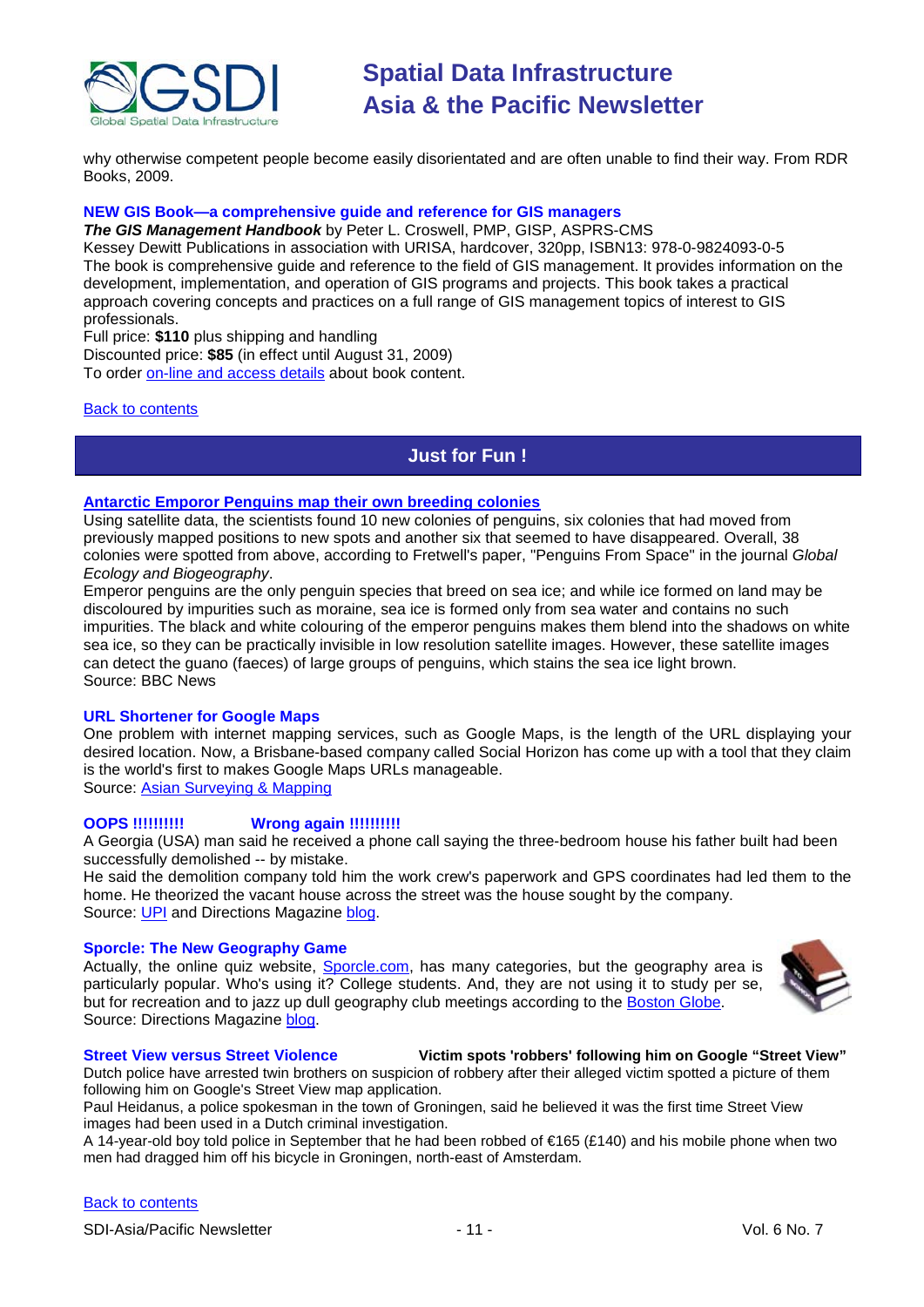why otherwise competent people become easily disorientated and are often unable to find their way. From RDR Books, 2009.

**NEW GIS Book—a comprehensive guide and reference for GIS managers**

***The GIS Management Handbook*** by Peter L. Croswell, PMP, GISP, ASPRS-CMS
Kessey Dewitt Publications in association with URISA, hardcover, 320pp, ISBN13: 978-0-9824093-0-5
The book is comprehensive guide and reference to the field of GIS management. It provides information on the development, implementation, and operation of GIS programs and projects. This book takes a practical approach covering concepts and practices on a full range of GIS management topics of interest to GIS professionals.
Full price: **$110** plus shipping and handling
Discounted price: **$85** (in effect until August 31, 2009)
To order on-line and access details about book content.

Back to contents

## Just for Fun !

**Antarctic Emporor Penguins map their own breeding colonies**

Using satellite data, the scientists found 10 new colonies of penguins, six colonies that had moved from previously mapped positions to new spots and another six that seemed to have disappeared. Overall, 38 colonies were spotted from above, according to Fretwell's paper, "Penguins From Space" in the journal *Global Ecology and Biogeography*.
Emperor penguins are the only penguin species that breed on sea ice; and while ice formed on land may be discoloured by impurities such as moraine, sea ice is formed only from sea water and contains no such impurities. The black and white colouring of the emperor penguins makes them blend into the shadows on white sea ice, so they can be practically invisible in low resolution satellite images. However, these satellite images can detect the guano (faeces) of large groups of penguins, which stains the sea ice light brown.
Source: BBC News

**URL Shortener for Google Maps**

One problem with internet mapping services, such as Google Maps, is the length of the URL displaying your desired location. Now, a Brisbane-based company called Social Horizon has come up with a tool that they claim is the world's first to makes Google Maps URLs manageable.
Source: Asian Surveying & Mapping

**OOPS !!!!!!!!!! Wrong again !!!!!!!!!!**

A Georgia (USA) man said he received a phone call saying the three-bedroom house his father built had been successfully demolished -- by mistake.
He said the demolition company told him the work crew's paperwork and GPS coordinates had led them to the home. He theorized the vacant house across the street was the house sought by the company.
Source: UPI and Directions Magazine blog.

**Sporcle: The New Geography Game**

Actually, the online quiz website, Sporcle.com, has many categories, but the geography area is particularly popular. Who's using it? College students. And, they are not using it to study per se, but for recreation and to jazz up dull geography club meetings according to the Boston Globe.
Source: Directions Magazine blog.

**Street View versus Street Violence** **Victim spots 'robbers' following him on Google "Street View"**

Dutch police have arrested twin brothers on suspicion of robbery after their alleged victim spotted a picture of them following him on Google's Street View map application.
Paul Heidanus, a police spokesman in the town of Groningen, said he believed it was the first time Street View images had been used in a Dutch criminal investigation.
A 14-year-old boy told police in September that he had been robbed of €165 (£140) and his mobile phone when two men had dragged him off his bicycle in Groningen, north-east of Amsterdam.

Back to contents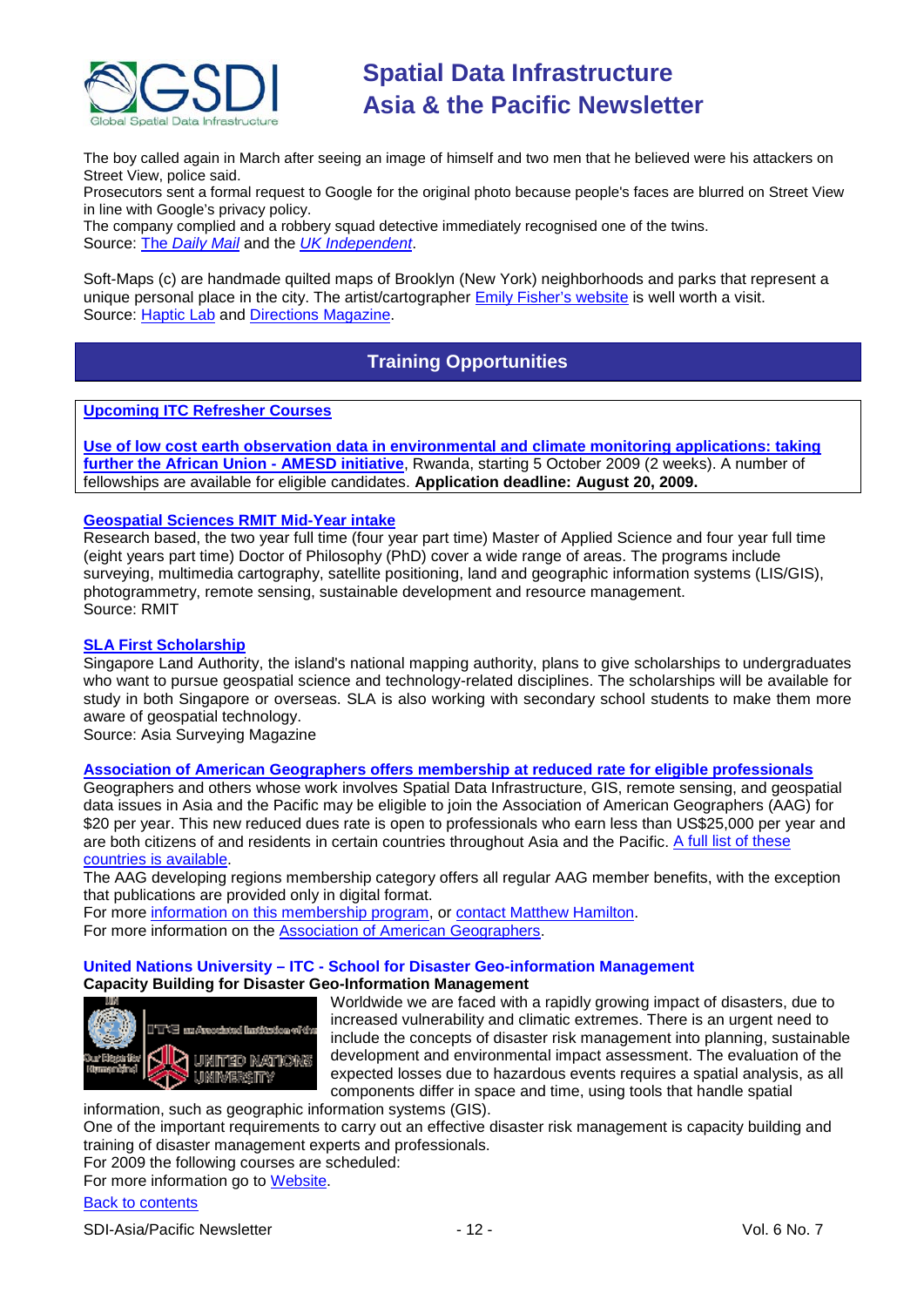The boy called again in March after seeing an image of himself and two men that he believed were his attackers on Street View, police said.
Prosecutors sent a formal request to Google for the original photo because people's faces are blurred on Street View in line with Google's privacy policy.
The company complied and a robbery squad detective immediately recognised one of the twins.
Source: The *Daily Mail* and the *UK Independent*.

Soft-Maps (c) are handmade quilted maps of Brooklyn (New York) neighborhoods and parks that represent a unique personal place in the city. The artist/cartographer Emily Fisher's website is well worth a visit.
Source: Haptic Lab and Directions Magazine.

## Training Opportunities

**Upcoming ITC Refresher Courses**

**Use of low cost earth observation data in environmental and climate monitoring applications: taking further the African Union - AMESD initiative**, Rwanda, starting 5 October 2009 (2 weeks). A number of fellowships are available for eligible candidates. **Application deadline: August 20, 2009.**

**Geospatial Sciences RMIT Mid-Year intake**
Research based, the two year full time (four year part time) Master of Applied Science and four year full time (eight years part time) Doctor of Philosophy (PhD) cover a wide range of areas. The programs include surveying, multimedia cartography, satellite positioning, land and geographic information systems (LIS/GIS), photogrammetry, remote sensing, sustainable development and resource management.
Source: RMIT

**SLA First Scholarship**
Singapore Land Authority, the island's national mapping authority, plans to give scholarships to undergraduates who want to pursue geospatial science and technology-related disciplines. The scholarships will be available for study in both Singapore or overseas. SLA is also working with secondary school students to make them more aware of geospatial technology.
Source: Asia Surveying Magazine

**Association of American Geographers offers membership at reduced rate for eligible professionals**
Geographers and others whose work involves Spatial Data Infrastructure, GIS, remote sensing, and geospatial data issues in Asia and the Pacific may be eligible to join the Association of American Geographers (AAG) for \$20 per year. This new reduced dues rate is open to professionals who earn less than US\$25,000 per year and are both citizens of and residents in certain countries throughout Asia and the Pacific. A full list of these countries is available.
The AAG developing regions membership category offers all regular AAG member benefits, with the exception that publications are provided only in digital format.
For more information on this membership program, or contact Matthew Hamilton.
For more information on the Association of American Geographers.

**United Nations University – ITC - School for Disaster Geo-information Management**
**Capacity Building for Disaster Geo-Information Management**

Worldwide we are faced with a rapidly growing impact of disasters, due to increased vulnerability and climatic extremes. There is an urgent need to include the concepts of disaster risk management into planning, sustainable development and environmental impact assessment. The evaluation of the expected losses due to hazardous events requires a spatial analysis, as all components differ in space and time, using tools that handle spatial information, such as geographic information systems (GIS).
One of the important requirements to carry out an effective disaster risk management is capacity building and training of disaster management experts and professionals.
For 2009 the following courses are scheduled:
For more information go to Website.

Back to contents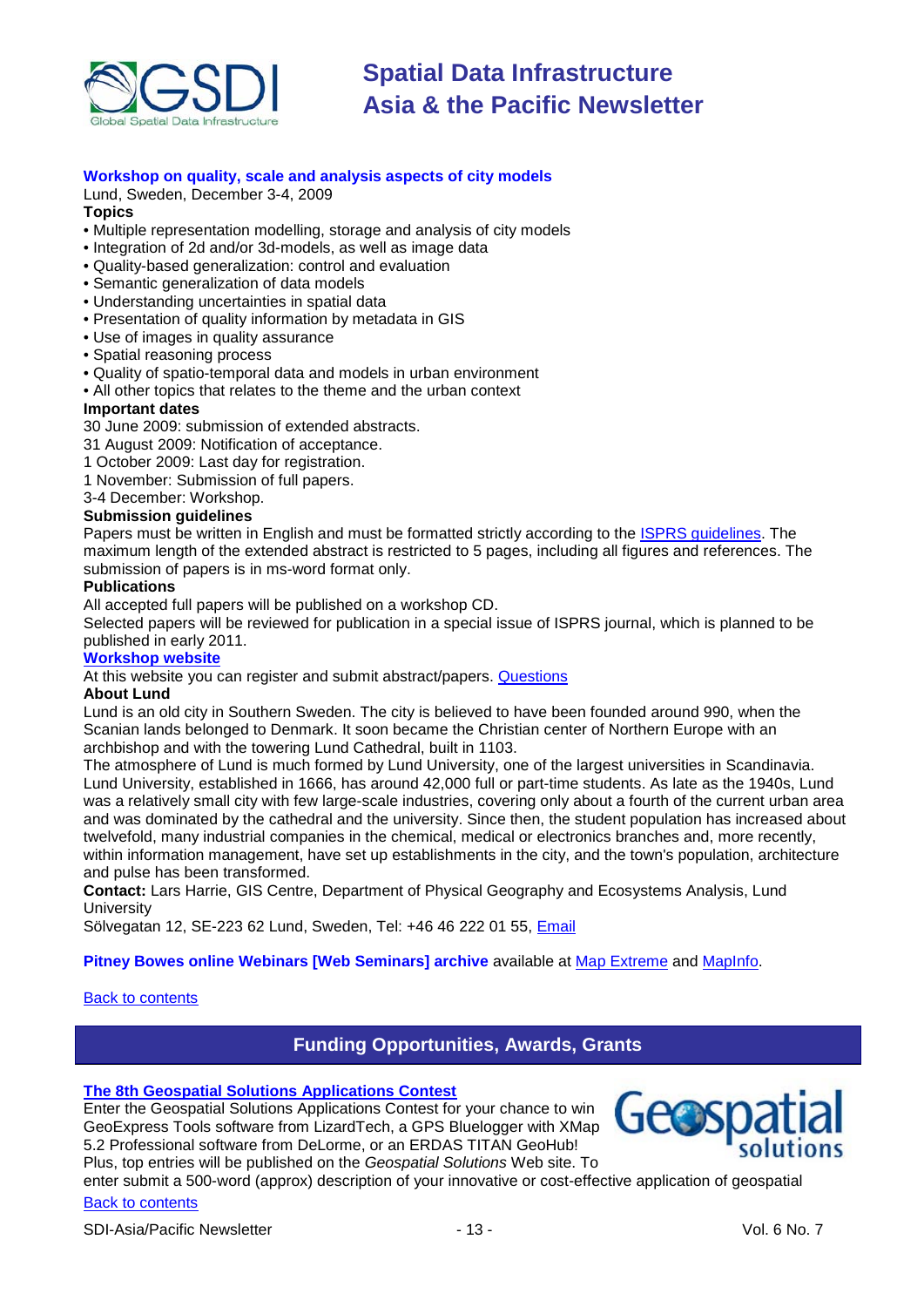### Workshop on quality, scale and analysis aspects of city models

Lund, Sweden, December 3-4, 2009

**Topics**

- Multiple representation modelling, storage and analysis of city models
- Integration of 2d and/or 3d-models, as well as image data
- Quality-based generalization: control and evaluation
- Semantic generalization of data models
- Understanding uncertainties in spatial data
- Presentation of quality information by metadata in GIS
- Use of images in quality assurance
- Spatial reasoning process
- Quality of spatio-temporal data and models in urban environment
- All other topics that relates to the theme and the urban context

**Important dates**

30 June 2009: submission of extended abstracts.
31 August 2009: Notification of acceptance.
1 October 2009: Last day for registration.
1 November: Submission of full papers.
3-4 December: Workshop.

**Submission guidelines**

Papers must be written in English and must be formatted strictly according to the ISPRS guidelines. The maximum length of the extended abstract is restricted to 5 pages, including all figures and references. The submission of papers is in ms-word format only.

**Publications**

All accepted full papers will be published on a workshop CD.
Selected papers will be reviewed for publication in a special issue of ISPRS journal, which is planned to be published in early 2011.

**Workshop website**

At this website you can register and submit abstract/papers. Questions

**About Lund**

Lund is an old city in Southern Sweden. The city is believed to have been founded around 990, when the Scanian lands belonged to Denmark. It soon became the Christian center of Northern Europe with an archbishop and with the towering Lund Cathedral, built in 1103.
The atmosphere of Lund is much formed by Lund University, one of the largest universities in Scandinavia. Lund University, established in 1666, has around 42,000 full or part-time students. As late as the 1940s, Lund was a relatively small city with few large-scale industries, covering only about a fourth of the current urban area and was dominated by the cathedral and the university. Since then, the student population has increased about twelvefold, many industrial companies in the chemical, medical or electronics branches and, more recently, within information management, have set up establishments in the city, and the town's population, architecture and pulse has been transformed.

**Contact:** Lars Harrie, GIS Centre, Department of Physical Geography and Ecosystems Analysis, Lund University
Sölvegatan 12, SE-223 62 Lund, Sweden, Tel: +46 46 222 01 55, Email

**Pitney Bowes online Webinars [Web Seminars] archive** available at Map Extreme and MapInfo.

Back to contents

## Funding Opportunities, Awards, Grants

### The 8th Geospatial Solutions Applications Contest

Enter the Geospatial Solutions Applications Contest for your chance to win GeoExpress Tools software from LizardTech, a GPS Bluelogger with XMap 5.2 Professional software from DeLorme, or an ERDAS TITAN GeoHub! Plus, top entries will be published on the *Geospatial Solutions* Web site. To enter submit a 500-word (approx) description of your innovative or cost-effective application of geospatial

Back to contents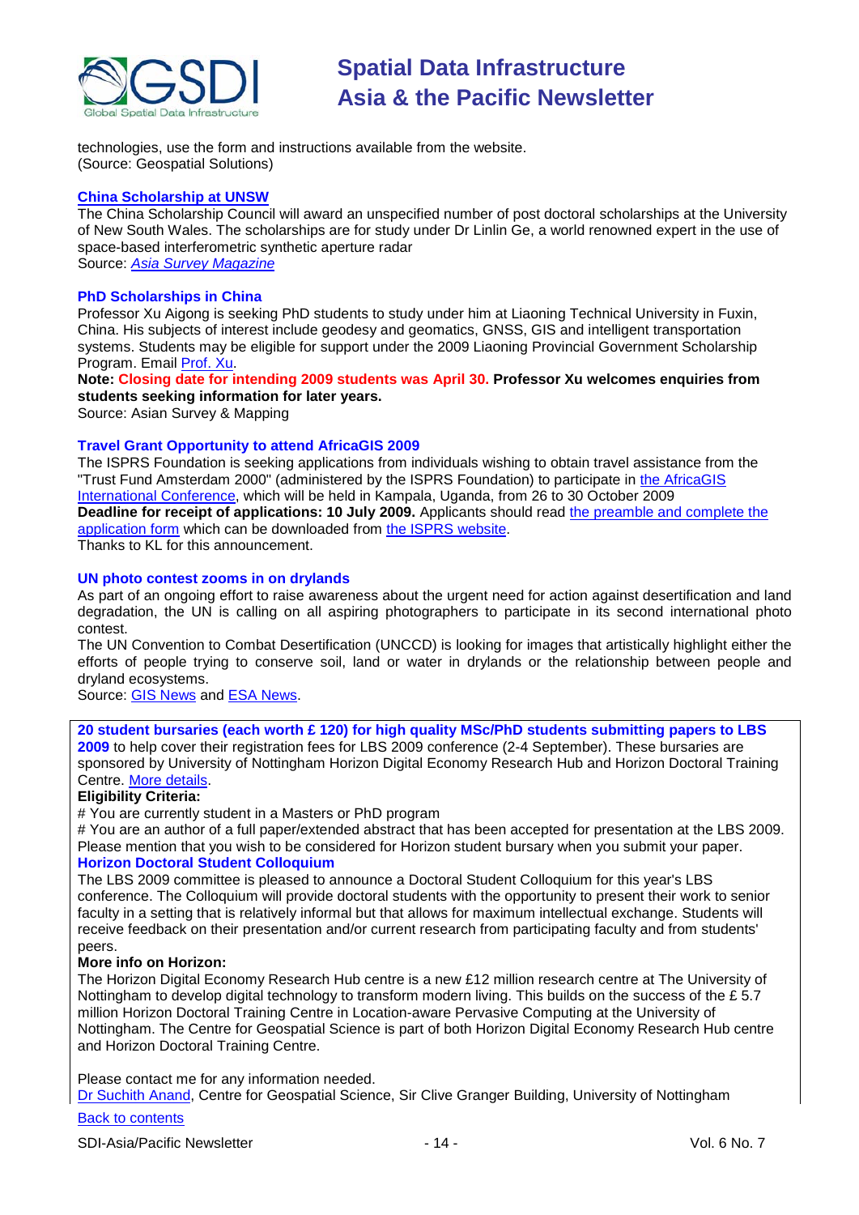technologies, use the form and instructions available from the website.
(Source: Geospatial Solutions)

### China Scholarship at UNSW

The China Scholarship Council will award an unspecified number of post doctoral scholarships at the University of New South Wales. The scholarships are for study under Dr Linlin Ge, a world renowned expert in the use of space-based interferometric synthetic aperture radar
Source: *Asia Survey Magazine*

### PhD Scholarships in China

Professor Xu Aigong is seeking PhD students to study under him at Liaoning Technical University in Fuxin, China. His subjects of interest include geodesy and geomatics, GNSS, GIS and intelligent transportation systems. Students may be eligible for support under the 2009 Liaoning Provincial Government Scholarship Program. Email Prof. Xu.

**Note: Closing date for intending 2009 students was April 30. Professor Xu welcomes enquiries from students seeking information for later years.**

Source: Asian Survey & Mapping

### Travel Grant Opportunity to attend AfricaGIS 2009

The ISPRS Foundation is seeking applications from individuals wishing to obtain travel assistance from the "Trust Fund Amsterdam 2000" (administered by the ISPRS Foundation) to participate in the AfricaGIS International Conference, which will be held in Kampala, Uganda, from 26 to 30 October 2009

**Deadline for receipt of applications: 10 July 2009.** Applicants should read the preamble and complete the application form which can be downloaded from the ISPRS website.

Thanks to KL for this announcement.

### UN photo contest zooms in on drylands

As part of an ongoing effort to raise awareness about the urgent need for action against desertification and land degradation, the UN is calling on all aspiring photographers to participate in its second international photo contest.

The UN Convention to Combat Desertification (UNCCD) is looking for images that artistically highlight either the efforts of people trying to conserve soil, land or water in drylands or the relationship between people and dryland ecosystems.

Source: GIS News and ESA News.

**20 student bursaries (each worth £ 120) for high quality MSc/PhD students submitting papers to LBS 2009** to help cover their registration fees for LBS 2009 conference (2-4 September). These bursaries are sponsored by University of Nottingham Horizon Digital Economy Research Hub and Horizon Doctoral Training Centre. More details.

**Eligibility Criteria:**

# You are currently student in a Masters or PhD program

# You are an author of a full paper/extended abstract that has been accepted for presentation at the LBS 2009. Please mention that you wish to be considered for Horizon student bursary when you submit your paper.

**Horizon Doctoral Student Colloquium**

The LBS 2009 committee is pleased to announce a Doctoral Student Colloquium for this year's LBS conference. The Colloquium will provide doctoral students with the opportunity to present their work to senior faculty in a setting that is relatively informal but that allows for maximum intellectual exchange. Students will receive feedback on their presentation and/or current research from participating faculty and from students' peers.

**More info on Horizon:**

The Horizon Digital Economy Research Hub centre is a new £12 million research centre at The University of Nottingham to develop digital technology to transform modern living. This builds on the success of the £ 5.7 million Horizon Doctoral Training Centre in Location-aware Pervasive Computing at the University of Nottingham. The Centre for Geospatial Science is part of both Horizon Digital Economy Research Hub centre and Horizon Doctoral Training Centre.

Please contact me for any information needed.
Dr Suchith Anand, Centre for Geospatial Science, Sir Clive Granger Building, University of Nottingham

Back to contents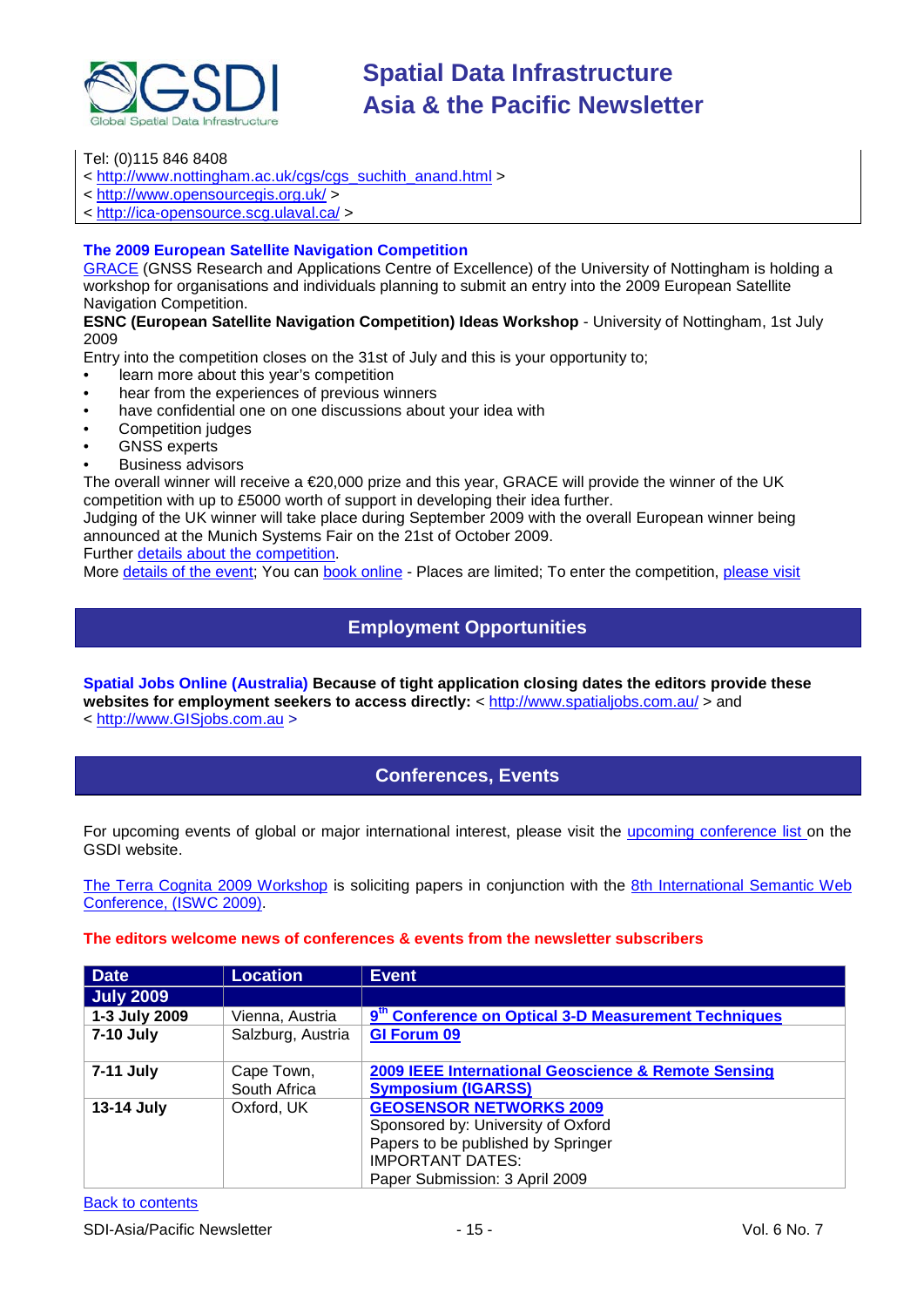Tel: (0)115 846 8408
< http://www.nottingham.ac.uk/cgs/cgs_suchith_anand.html >
< http://www.opensourcegis.org.uk/ >
< http://ica-opensource.scg.ulaval.ca/ >

### The 2009 European Satellite Navigation Competition

GRACE (GNSS Research and Applications Centre of Excellence) of the University of Nottingham is holding a workshop for organisations and individuals planning to submit an entry into the 2009 European Satellite Navigation Competition.

**ESNC (European Satellite Navigation Competition) Ideas Workshop** - University of Nottingham, 1st July 2009

Entry into the competition closes on the 31st of July and this is your opportunity to;

- learn more about this year's competition
- hear from the experiences of previous winners
- have confidential one on one discussions about your idea with
- Competition judges
- GNSS experts
- Business advisors

The overall winner will receive a €20,000 prize and this year, GRACE will provide the winner of the UK competition with up to £5000 worth of support in developing their idea further.

Judging of the UK winner will take place during September 2009 with the overall European winner being announced at the Munich Systems Fair on the 21st of October 2009.

Further details about the competition.

More details of the event; You can book online - Places are limited; To enter the competition, please visit

## Employment Opportunities

**Spatial Jobs Online (Australia) Because of tight application closing dates the editors provide these websites for employment seekers to access directly:** < http://www.spatialjobs.com.au/ > and < http://www.GISjobs.com.au >

## Conferences, Events

For upcoming events of global or major international interest, please visit the upcoming conference list on the GSDI website.

The Terra Cognita 2009 Workshop is soliciting papers in conjunction with the 8th International Semantic Web Conference, (ISWC 2009).

**The editors welcome news of conferences & events from the newsletter subscribers**

| Date | Location | Event |
|---|---|---|
| **July 2009** | | |
| **1-3 July 2009** | Vienna, Austria | **9th Conference on Optical 3-D Measurement Techniques** |
| **7-10 July** | Salzburg, Austria | **GI Forum 09** |
| **7-11 July** | Cape Town, South Africa | **2009 IEEE International Geoscience & Remote Sensing Symposium (IGARSS)** |
| **13-14 July** | Oxford, UK | **GEOSENSOR NETWORKS 2009**<br>Sponsored by: University of Oxford<br>Papers to be published by Springer<br>IMPORTANT DATES:<br>Paper Submission: 3 April 2009 |

Back to contents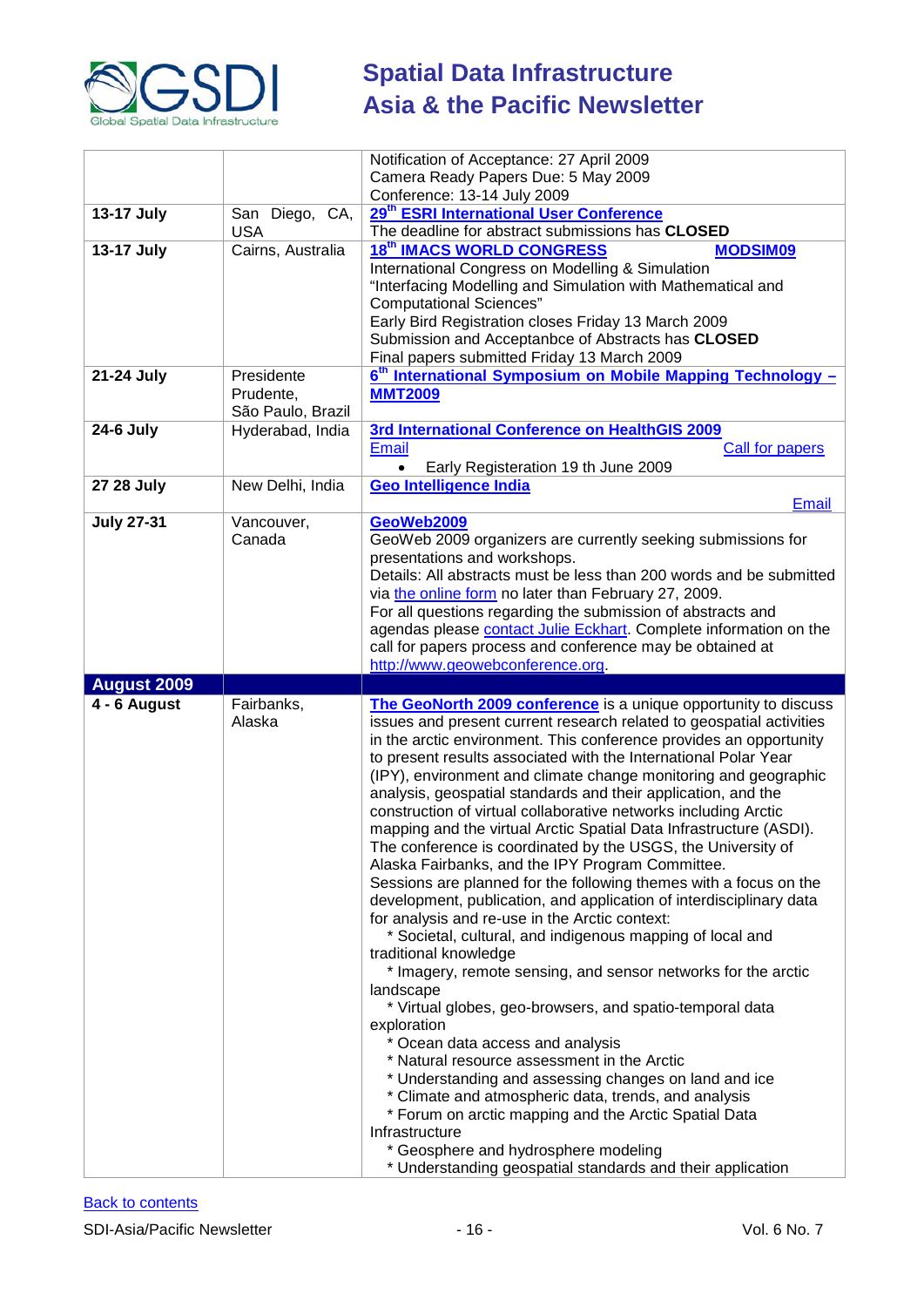| | | |
|---|---|---|
| | | Notification of Acceptance: 27 April 2009<br>Camera Ready Papers Due: 5 May 2009<br>Conference: 13-14 July 2009 |
| **13-17 July** | San Diego, CA, USA | **29th ESRI International User Conference**<br>The deadline for abstract submissions has **CLOSED** |
| **13-17 July** | Cairns, Australia | **18th IMACS WORLD CONGRESS** **MODSIM09**<br>International Congress on Modelling & Simulation<br>"Interfacing Modelling and Simulation with Mathematical and Computational Sciences"<br>Early Bird Registration closes Friday 13 March 2009<br>Submission and Acceptanbce of Abstracts has **CLOSED**<br>Final papers submitted Friday 13 March 2009 |
| **21-24 July** | Presidente Prudente, São Paulo, Brazil | **6th International Symposium on Mobile Mapping Technology – MMT2009** |
| **24-6 July** | Hyderabad, India | **3rd International Conference on HealthGIS 2009**<br>Email Call for papers<br>• Early Registeration 19 th June 2009 |
| **27 28 July** | New Delhi, India | **Geo Intelligence India**<br>Email |
| **July 27-31** | Vancouver, Canada | **GeoWeb2009**<br>GeoWeb 2009 organizers are currently seeking submissions for presentations and workshops.<br>Details: All abstracts must be less than 200 words and be submitted via the online form no later than February 27, 2009.<br>For all questions regarding the submission of abstracts and agendas please contact Julie Eckhart. Complete information on the call for papers process and conference may be obtained at http://www.geowebconference.org. |
| **August 2009** | | |
| **4 - 6 August** | Fairbanks, Alaska | **The GeoNorth 2009 conference** is a unique opportunity to discuss issues and present current research related to geospatial activities in the arctic environment. This conference provides an opportunity to present results associated with the International Polar Year (IPY), environment and climate change monitoring and geographic analysis, geospatial standards and their application, and the construction of virtual collaborative networks including Arctic mapping and the virtual Arctic Spatial Data Infrastructure (ASDI). The conference is coordinated by the USGS, the University of Alaska Fairbanks, and the IPY Program Committee.<br>Sessions are planned for the following themes with a focus on the development, publication, and application of interdisciplinary data for analysis and re-use in the Arctic context:<br>* Societal, cultural, and indigenous mapping of local and traditional knowledge<br>* Imagery, remote sensing, and sensor networks for the arctic landscape<br>* Virtual globes, geo-browsers, and spatio-temporal data exploration<br>* Ocean data access and analysis<br>* Natural resource assessment in the Arctic<br>* Understanding and assessing changes on land and ice<br>* Climate and atmospheric data, trends, and analysis<br>* Forum on arctic mapping and the Arctic Spatial Data Infrastructure<br>* Geosphere and hydrosphere modeling<br>* Understanding geospatial standards and their application |

Back to contents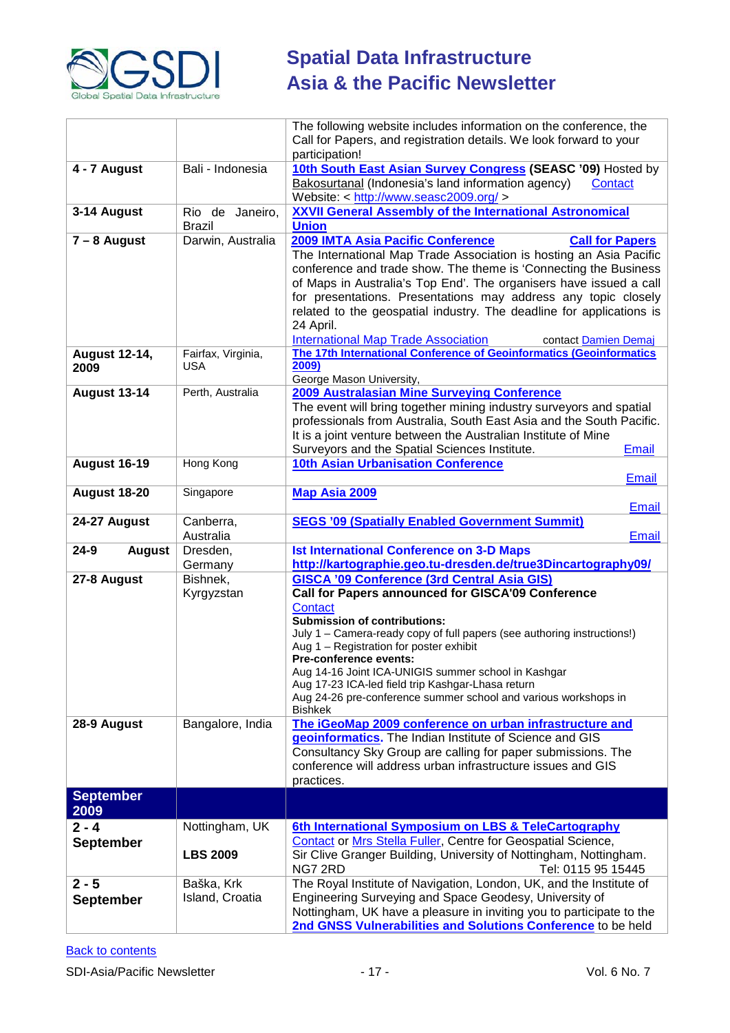| | | |
|---|---|---|
| | | The following website includes information on the conference, the Call for Papers, and registration details. We look forward to your participation! |
| **4 - 7 August** | Bali - Indonesia | **10th South East Asian Survey Congress (SEASC '09)** Hosted by Bakosurtanal (Indonesia's land information agency) Contact Website: < http://www.seasc2009.org/ > |
| **3-14 August** | Rio de Janeiro, Brazil | **XXVII General Assembly of the International Astronomical Union** |
| **7 – 8 August** | Darwin, Australia | **2009 IMTA Asia Pacific Conference** **Call for Papers** The International Map Trade Association is hosting an Asia Pacific conference and trade show. The theme is 'Connecting the Business of Maps in Australia's Top End'. The organisers have issued a call for presentations. Presentations may address any topic closely related to the geospatial industry. The deadline for applications is 24 April. International Map Trade Association contact Damien Demaj |
| **August 12-14, 2009** | Fairfax, Virginia, USA | **The 17th International Conference of Geoinformatics (Geoinformatics 2009)** George Mason University, |
| **August 13-14** | Perth, Australia | **2009 Australasian Mine Surveying Conference** The event will bring together mining industry surveyors and spatial professionals from Australia, South East Asia and the South Pacific. It is a joint venture between the Australian Institute of Mine Surveyors and the Spatial Sciences Institute. Email |
| **August 16-19** | Hong Kong | **10th Asian Urbanisation Conference** Email |
| **August 18-20** | Singapore | **Map Asia 2009** Email |
| **24-27 August** | Canberra, Australia | **SEGS '09 (Spatially Enabled Government Summit)** Email |
| **24-9 August** | Dresden, Germany | **Ist International Conference on 3-D Maps** **http://kartographie.geo.tu-dresden.de/true3Dincartography09/** |
| **27-8 August** | Bishnek, Kyrgyzstan | **GISCA '09 Conference (3rd Central Asia GIS)** **Call for Papers announced for GISCA'09 Conference** Contact **Submission of contributions:** July 1 – Camera-ready copy of full papers (see authoring instructions!) Aug 1 – Registration for poster exhibit **Pre-conference events:** Aug 14-16 Joint ICA-UNIGIS summer school in Kashgar Aug 17-23 ICA-led field trip Kashgar-Lhasa return Aug 24-26 pre-conference summer school and various workshops in Bishkek |
| **28-9 August** | Bangalore, India | **The iGeoMap 2009 conference on urban infrastructure and geoinformatics.** The Indian Institute of Science and GIS Consultancy Sky Group are calling for paper submissions. The conference will address urban infrastructure issues and GIS practices. |
| **September 2009** | | |
| **2 - 4 September** | Nottingham, UK **LBS 2009** | **6th International Symposium on LBS & TeleCartography** Contact or Mrs Stella Fuller, Centre for Geospatial Science, Sir Clive Granger Building, University of Nottingham, Nottingham. NG7 2RD Tel: 0115 95 15445 |
| **2 - 5 September** | Baška, Krk Island, Croatia | The Royal Institute of Navigation, London, UK, and the Institute of Engineering Surveying and Space Geodesy, University of Nottingham, UK have a pleasure in inviting you to participate to the **2nd GNSS Vulnerabilities and Solutions Conference** to be held |

Back to contents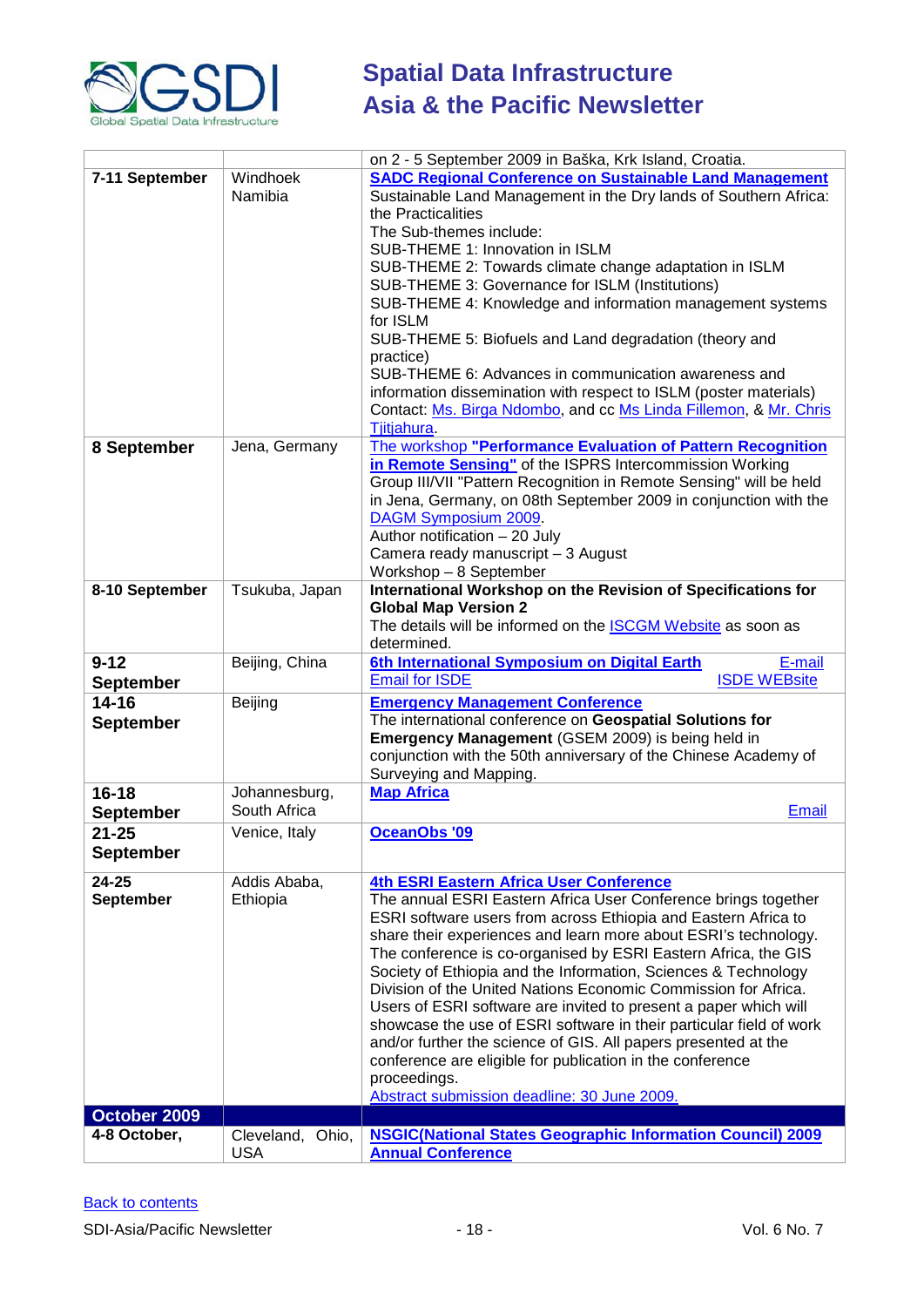| | | |
|---|---|---|
| | | on 2 - 5 September 2009 in Baška, Krk Island, Croatia. |
| **7-11 September** | Windhoek Namibia | **SADC Regional Conference on Sustainable Land Management**<br>Sustainable Land Management in the Dry lands of Southern Africa: the Practicalities<br>The Sub-themes include:<br>SUB-THEME 1: Innovation in ISLM<br>SUB-THEME 2: Towards climate change adaptation in ISLM<br>SUB-THEME 3: Governance for ISLM (Institutions)<br>SUB-THEME 4: Knowledge and information management systems for ISLM<br>SUB-THEME 5: Biofuels and Land degradation (theory and practice)<br>SUB-THEME 6: Advances in communication awareness and information dissemination with respect to ISLM (poster materials)<br>Contact: Ms. Birga Ndombo, and cc Ms Linda Fillemon, & Mr. Chris Tjitjahura. |
| **8 September** | Jena, Germany | The workshop **"Performance Evaluation of Pattern Recognition in Remote Sensing"** of the ISPRS Intercommission Working Group III/VII "Pattern Recognition in Remote Sensing" will be held in Jena, Germany, on 08th September 2009 in conjunction with the DAGM Symposium 2009.<br>Author notification – 20 July<br>Camera ready manuscript – 3 August<br>Workshop – 8 September |
| **8-10 September** | Tsukuba, Japan | **International Workshop on the Revision of Specifications for Global Map Version 2**<br>The details will be informed on the ISCGM Website as soon as determined. |
| **9-12 September** | Beijing, China | **6th International Symposium on Digital Earth** E-mail<br>Email for ISDE ISDE WEBsite |
| **14-16 September** | Beijing | **Emergency Management Conference**<br>The international conference on **Geospatial Solutions for Emergency Management** (GSEM 2009) is being held in conjunction with the 50th anniversary of the Chinese Academy of Surveying and Mapping. |
| **16-18 September** | Johannesburg, South Africa | **Map Africa**<br>Email |
| **21-25 September** | Venice, Italy | **OceanObs '09** |
| **24-25 September** | Addis Ababa, Ethiopia | **4th ESRI Eastern Africa User Conference**<br>The annual ESRI Eastern Africa User Conference brings together ESRI software users from across Ethiopia and Eastern Africa to share their experiences and learn more about ESRI's technology. The conference is co-organised by ESRI Eastern Africa, the GIS Society of Ethiopia and the Information, Sciences & Technology Division of the United Nations Economic Commission for Africa. Users of ESRI software are invited to present a paper which will showcase the use of ESRI software in their particular field of work and/or further the science of GIS. All papers presented at the conference are eligible for publication in the conference proceedings.<br>Abstract submission deadline: 30 June 2009. |
| **October 2009** | | |
| **4-8 October,** | Cleveland, Ohio, USA | **NSGIC(National States Geographic Information Council) 2009 Annual Conference** |

Back to contents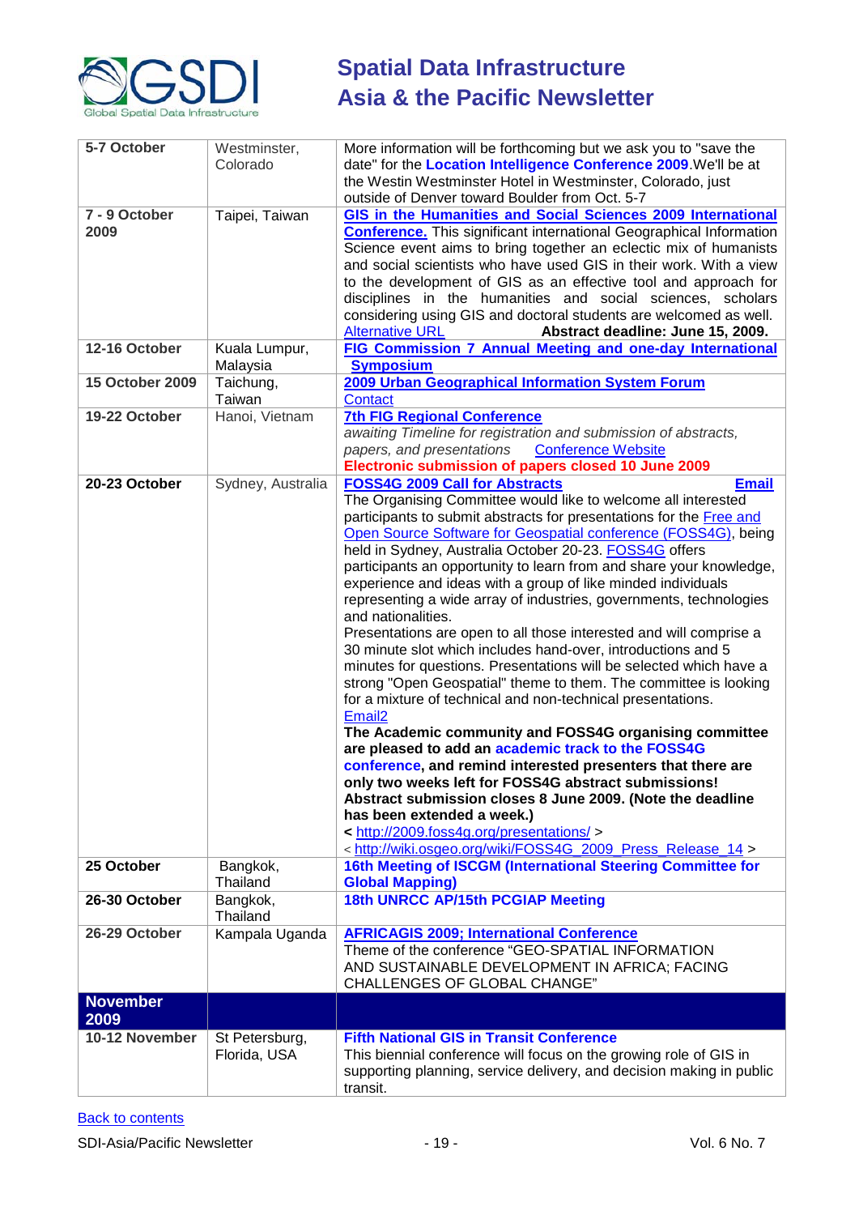| | | |
|---|---|---|
| **5-7 October** | Westminster, Colorado | More information will be forthcoming but we ask you to "save the date" for the **Location Intelligence Conference 2009**.We'll be at the Westin Westminster Hotel in Westminster, Colorado, just outside of Denver toward Boulder from Oct. 5-7 |
| **7 - 9 October 2009** | Taipei, Taiwan | **GIS in the Humanities and Social Sciences 2009 International Conference.** This significant international Geographical Information Science event aims to bring together an eclectic mix of humanists and social scientists who have used GIS in their work. With a view to the development of GIS as an effective tool and approach for disciplines in the humanities and social sciences, scholars considering using GIS and doctoral students are welcomed as well. Alternative URL **Abstract deadline: June 15, 2009.** |
| **12-16 October** | Kuala Lumpur, Malaysia | **FIG Commission 7 Annual Meeting and one-day International Symposium** |
| **15 October 2009** | Taichung, Taiwan | **2009 Urban Geographical Information System Forum** Contact |
| **19-22 October** | Hanoi, Vietnam | **7th FIG Regional Conference** *awaiting Timeline for registration and submission of abstracts, papers, and presentations* Conference Website **Electronic submission of papers closed 10 June 2009** |
| **20-23 October** | Sydney, Australia | **FOSS4G 2009 Call for Abstracts** **Email** The Organising Committee would like to welcome all interested participants to submit abstracts for presentations for the Free and Open Source Software for Geospatial conference (FOSS4G), being held in Sydney, Australia October 20-23. FOSS4G offers participants an opportunity to learn from and share your knowledge, experience and ideas with a group of like minded individuals representing a wide array of industries, governments, technologies and nationalities. Presentations are open to all those interested and will comprise a 30 minute slot which includes hand-over, introductions and 5 minutes for questions. Presentations will be selected which have a strong "Open Geospatial" theme to them. The committee is looking for a mixture of technical and non-technical presentations. Email2 **The Academic community and FOSS4G organising committee are pleased to add an academic track to the FOSS4G conference, and remind interested presenters that there are only two weeks left for FOSS4G abstract submissions! Abstract submission closes 8 June 2009. (Note the deadline has been extended a week.)** **<** http://2009.foss4g.org/presentations/ > < http://wiki.osgeo.org/wiki/FOSS4G_2009_Press_Release_14 > |
| **25 October** | Bangkok, Thailand | **16th Meeting of ISCGM (International Steering Committee for Global Mapping)** |
| **26-30 October** | Bangkok, Thailand | **18th UNRCC AP/15th PCGIAP Meeting** |
| **26-29 October** | Kampala Uganda | **AFRICAGIS 2009; International Conference** Theme of the conference "GEO-SPATIAL INFORMATION AND SUSTAINABLE DEVELOPMENT IN AFRICA; FACING CHALLENGES OF GLOBAL CHANGE" |
| **November 2009** | | |
| **10-12 November** | St Petersburg, Florida, USA | **Fifth National GIS in Transit Conference** This biennial conference will focus on the growing role of GIS in supporting planning, service delivery, and decision making in public transit. |

Back to contents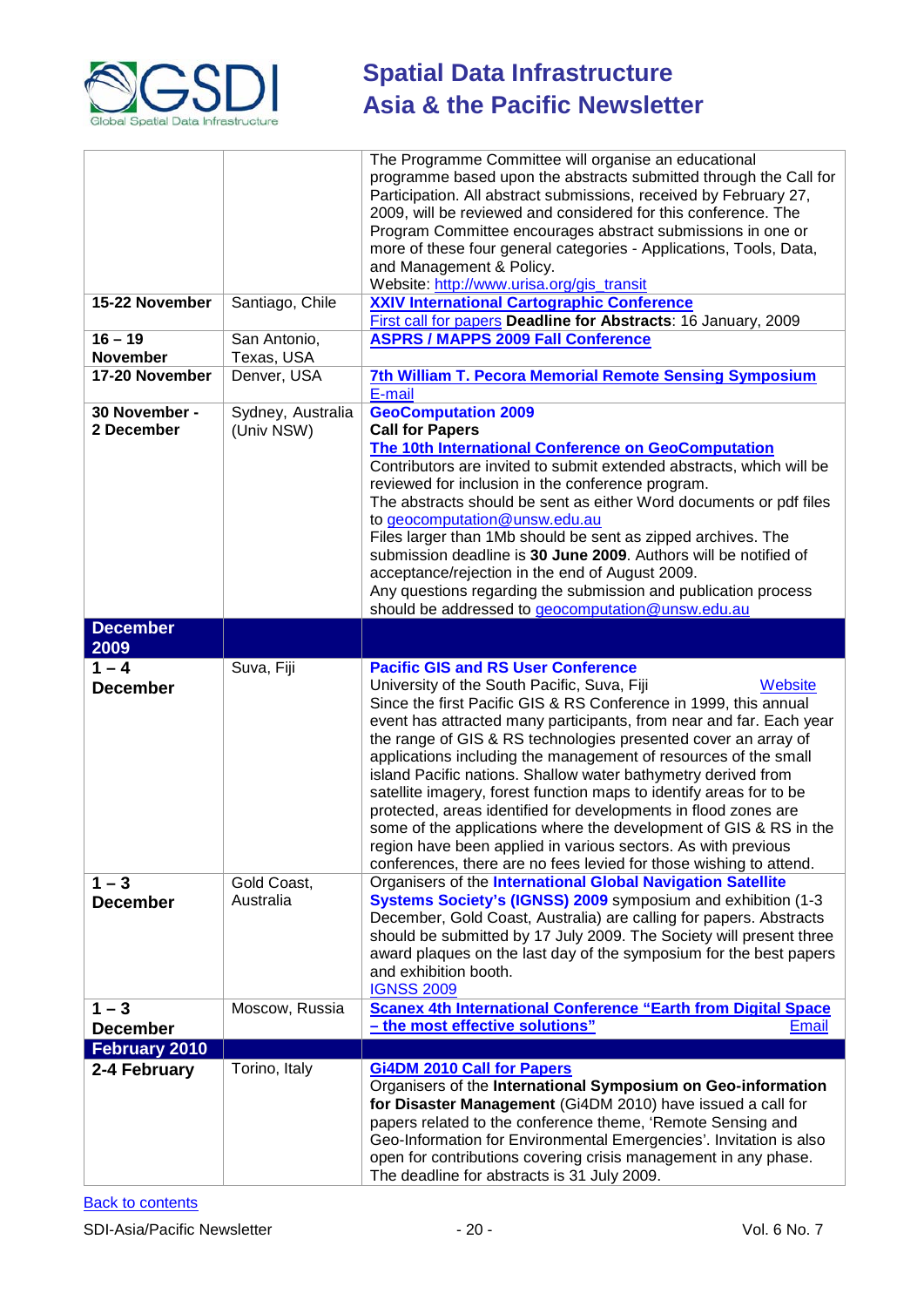| | | |
|---|---|---|
| | | The Programme Committee will organise an educational programme based upon the abstracts submitted through the Call for Participation. All abstract submissions, received by February 27, 2009, will be reviewed and considered for this conference. The Program Committee encourages abstract submissions in one or more of these four general categories - Applications, Tools, Data, and Management & Policy. Website: http://www.urisa.org/gis_transit |
| **15-22 November** | Santiago, Chile | **XXIV International Cartographic Conference** First call for papers **Deadline for Abstracts**: 16 January, 2009 |
| **16 – 19 November** | San Antonio, Texas, USA | **ASPRS / MAPPS 2009 Fall Conference** |
| **17-20 November** | Denver, USA | **7th William T. Pecora Memorial Remote Sensing Symposium** E-mail |
| **30 November - 2 December** | Sydney, Australia (Univ NSW) | **GeoComputation 2009** **Call for Papers** **The 10th International Conference on GeoComputation** Contributors are invited to submit extended abstracts, which will be reviewed for inclusion in the conference program. The abstracts should be sent as either Word documents or pdf files to geocomputation@unsw.edu.au Files larger than 1Mb should be sent as zipped archives. The submission deadline is **30 June 2009**. Authors will be notified of acceptance/rejection in the end of August 2009. Any questions regarding the submission and publication process should be addressed to geocomputation@unsw.edu.au |
| **December 2009** | | |
| **1 – 4 December** | Suva, Fiji | **Pacific GIS and RS User Conference** University of the South Pacific, Suva, Fiji Website Since the first Pacific GIS & RS Conference in 1999, this annual event has attracted many participants, from near and far. Each year the range of GIS & RS technologies presented cover an array of applications including the management of resources of the small island Pacific nations. Shallow water bathymetry derived from satellite imagery, forest function maps to identify areas for to be protected, areas identified for developments in flood zones are some of the applications where the development of GIS & RS in the region have been applied in various sectors. As with previous conferences, there are no fees levied for those wishing to attend. |
| **1 – 3 December** | Gold Coast, Australia | Organisers of the **International Global Navigation Satellite Systems Society's (IGNSS) 2009** symposium and exhibition (1-3 December, Gold Coast, Australia) are calling for papers. Abstracts should be submitted by 17 July 2009. The Society will present three award plaques on the last day of the symposium for the best papers and exhibition booth. IGNSS 2009 |
| **1 – 3 December** | Moscow, Russia | **Scanex 4th International Conference "Earth from Digital Space – the most effective solutions"** Email |
| **February 2010** | | |
| **2-4 February** | Torino, Italy | **Gi4DM 2010 Call for Papers** Organisers of the **International Symposium on Geo-information for Disaster Management** (Gi4DM 2010) have issued a call for papers related to the conference theme, 'Remote Sensing and Geo-Information for Environmental Emergencies'. Invitation is also open for contributions covering crisis management in any phase. The deadline for abstracts is 31 July 2009. |

Back to contents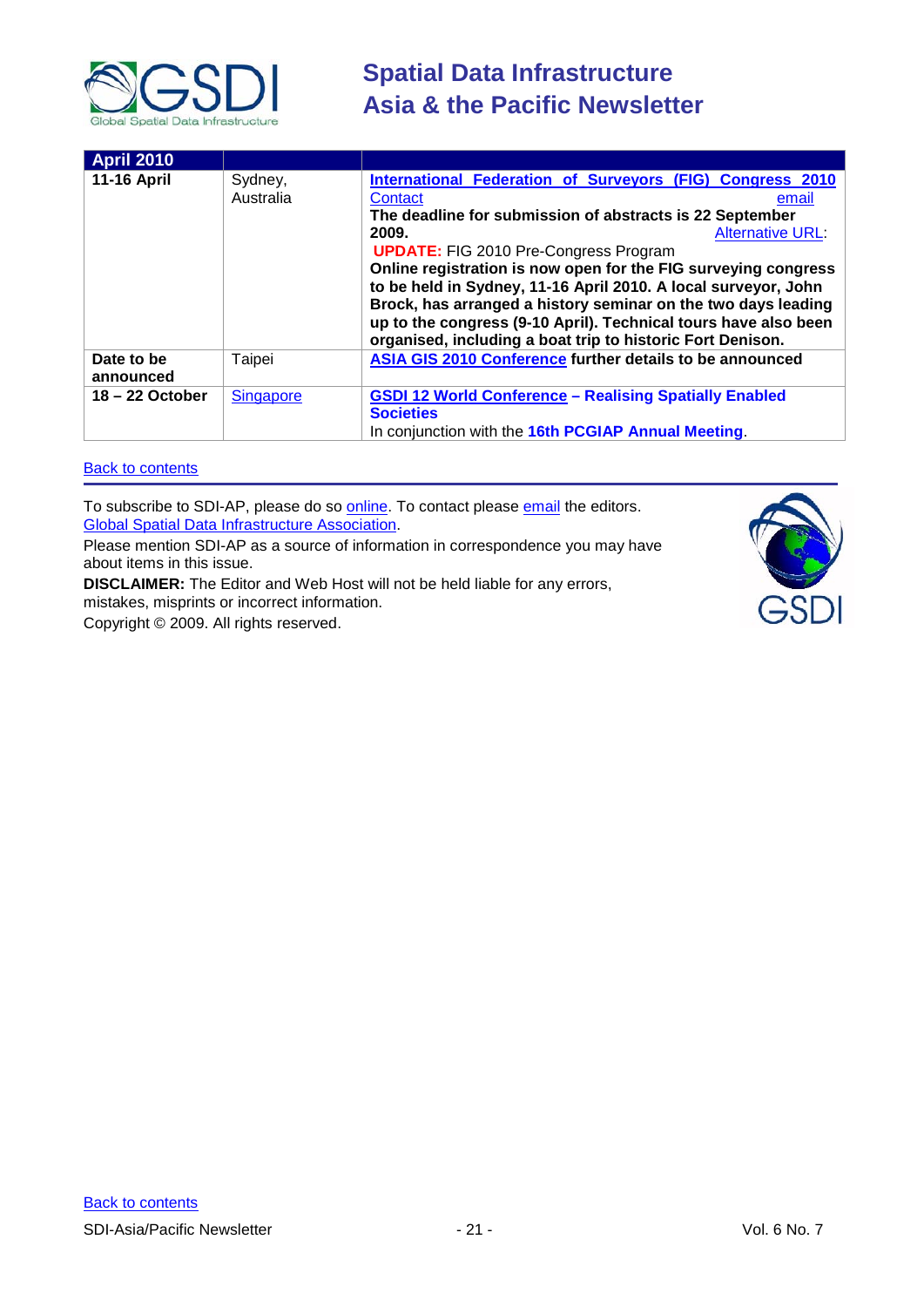| April 2010 | | |
|---|---|---|
| **11-16 April** | Sydney, Australia | **International Federation of Surveyors (FIG) Congress 2010** Contact email **The deadline for submission of abstracts is 22 September 2009.** Alternative URL: **UPDATE:** FIG 2010 Pre-Congress Program **Online registration is now open for the FIG surveying congress to be held in Sydney, 11-16 April 2010. A local surveyor, John Brock, has arranged a history seminar on the two days leading up to the congress (9-10 April). Technical tours have also been organised, including a boat trip to historic Fort Denison.** |
| **Date to be announced** | Taipei | **ASIA GIS 2010 Conference further details to be announced** |
| **18 – 22 October** | Singapore | **GSDI 12 World Conference – Realising Spatially Enabled Societies** In conjunction with the **16th PCGIAP Annual Meeting**. |

Back to contents

To subscribe to SDI-AP, please do so online. To contact please email the editors.
Global Spatial Data Infrastructure Association.

Please mention SDI-AP as a source of information in correspondence you may have about items in this issue.

**DISCLAIMER:** The Editor and Web Host will not be held liable for any errors, mistakes, misprints or incorrect information.

Copyright © 2009. All rights reserved.

Back to contents